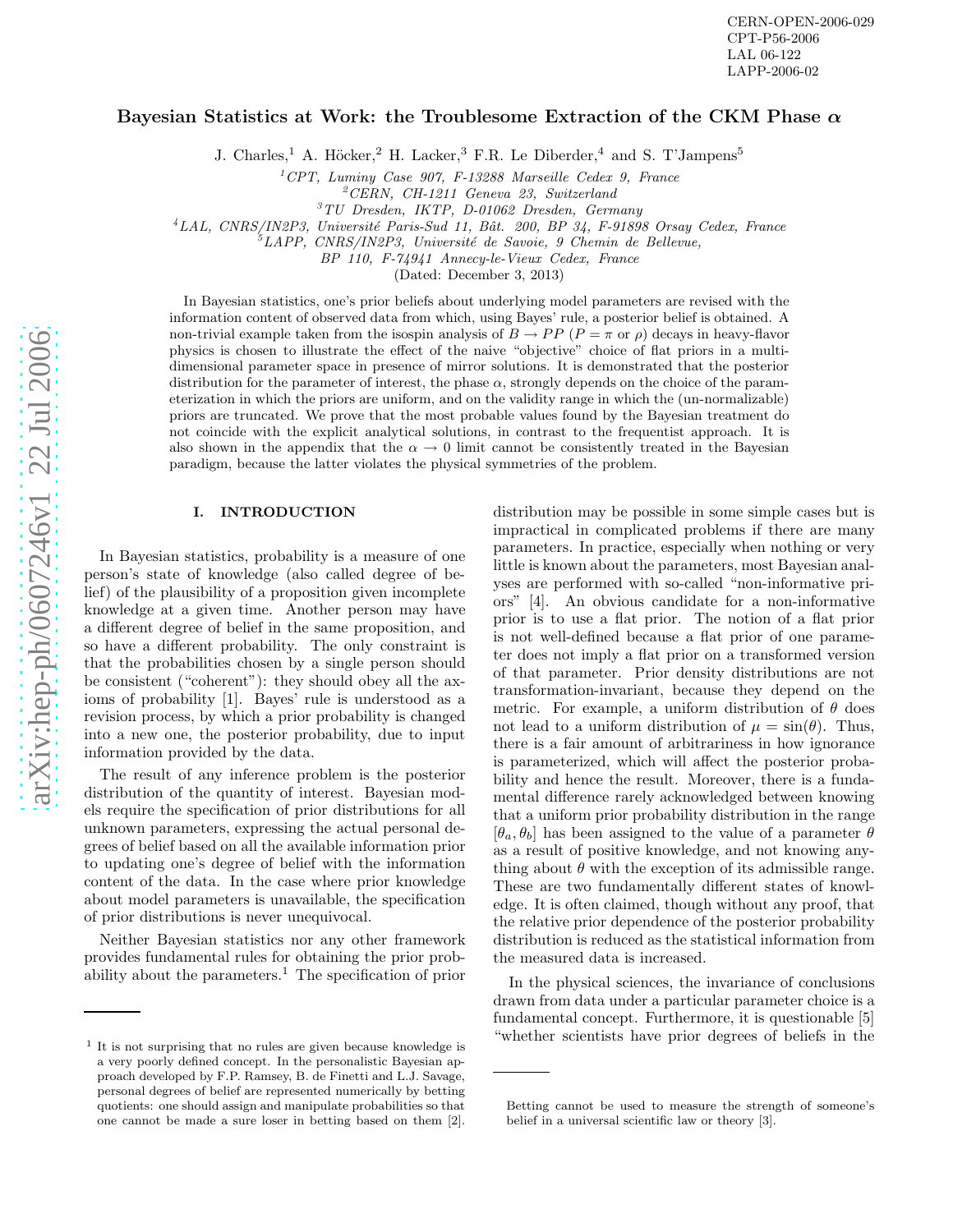CERN-OPEN-2006-029
CPT-P56-2006
LAL 06-122
LAPP-2006-02

# Bayesian Statistics at Work: the Troublesome Extraction of the CKM Phase $\alpha$

J. Charles,[1] A. Höcker,[2] H. Lacker,[3] F.R. Le Diberder,[4] and S. T'Jampens[5]

[1] *CPT, Luminy Case 907, F-13288 Marseille Cedex 9, France*
[2] *CERN, CH-1211 Geneva 23, Switzerland*
[3] *TU Dresden, IKTP, D-01062 Dresden, Germany*
[4] *LAL, CNRS/IN2P3, Université Paris-Sud 11, Bât. 200, BP 34, F-91898 Orsay Cedex, France*
[5] *LAPP, CNRS/IN2P3, Université de Savoie, 9 Chemin de Bellevue, BP 110, F-74941 Annecy-le-Vieux Cedex, France*

(Dated: December 3, 2013)

In Bayesian statistics, one's prior beliefs about underlying model parameters are revised with the information content of observed data from which, using Bayes' rule, a posterior belief is obtained. A non-trivial example taken from the isospin analysis of $B \to PP$ ($P = \pi$ or $\rho$) decays in heavy-flavor physics is chosen to illustrate the effect of the naive "objective" choice of flat priors in a multi-dimensional parameter space in presence of mirror solutions. It is demonstrated that the posterior distribution for the parameter of interest, the phase $\alpha$, strongly depends on the choice of the parameterization in which the priors are uniform, and on the validity range in which the (un-normalizable) priors are truncated. We prove that the most probable values found by the Bayesian treatment do not coincide with the explicit analytical solutions, in contrast to the frequentist approach. It is also shown in the appendix that the $\alpha \to 0$ limit cannot be consistently treated in the Bayesian paradigm, because the latter violates the physical symmetries of the problem.

## I. INTRODUCTION

In Bayesian statistics, probability is a measure of one person's state of knowledge (also called degree of belief) of the plausibility of a proposition given incomplete knowledge at a given time. Another person may have a different degree of belief in the same proposition, and so have a different probability. The only constraint is that the probabilities chosen by a single person should be consistent ("coherent"): they should obey all the axioms of probability [1]. Bayes' rule is understood as a revision process, by which a prior probability is changed into a new one, the posterior probability, due to input information provided by the data.

The result of any inference problem is the posterior distribution of the quantity of interest. Bayesian models require the specification of prior distributions for all unknown parameters, expressing the actual personal degrees of belief based on all the available information prior to updating one's degree of belief with the information content of the data. In the case where prior knowledge about model parameters is unavailable, the specification of prior distributions is never unequivocal.

Neither Bayesian statistics nor any other framework provides fundamental rules for obtaining the prior probability about the parameters.[1] The specification of prior distribution may be possible in some simple cases but is impractical in complicated problems if there are many parameters. In practice, especially when nothing or very little is known about the parameters, most Bayesian analyses are performed with so-called "non-informative priors" [4]. An obvious candidate for a non-informative prior is to use a flat prior. The notion of a flat prior is not well-defined because a flat prior of one parameter does not imply a flat prior on a transformed version of that parameter. Prior density distributions are not transformation-invariant, because they depend on the metric. For example, a uniform distribution of $\theta$ does not lead to a uniform distribution of $\mu = \sin(\theta)$. Thus, there is a fair amount of arbitrariness in how ignorance is parameterized, which will affect the posterior probability and hence the result. Moreover, there is a fundamental difference rarely acknowledged between knowing that a uniform prior probability distribution in the range $[\theta_a, \theta_b]$ has been assigned to the value of a parameter $\theta$ as a result of positive knowledge, and not knowing anything about $\theta$ with the exception of its admissible range. These are two fundamentally different states of knowledge. It is often claimed, though without any proof, that the relative prior dependence of the posterior probability distribution is reduced as the statistical information from the measured data is increased.

In the physical sciences, the invariance of conclusions drawn from data under a particular parameter choice is a fundamental concept. Furthermore, it is questionable [5] "whether scientists have prior degrees of beliefs in the

---

[1] It is not surprising that no rules are given because knowledge is a very poorly defined concept. In the personalistic Bayesian approach developed by F.P. Ramsey, B. de Finetti and L.J. Savage, personal degrees of belief are represented numerically by betting quotients: one should assign and manipulate probabilities so that one cannot be made a sure loser in betting based on them [2]. Betting cannot be used to measure the strength of someone's belief in a universal scientific law or theory [3].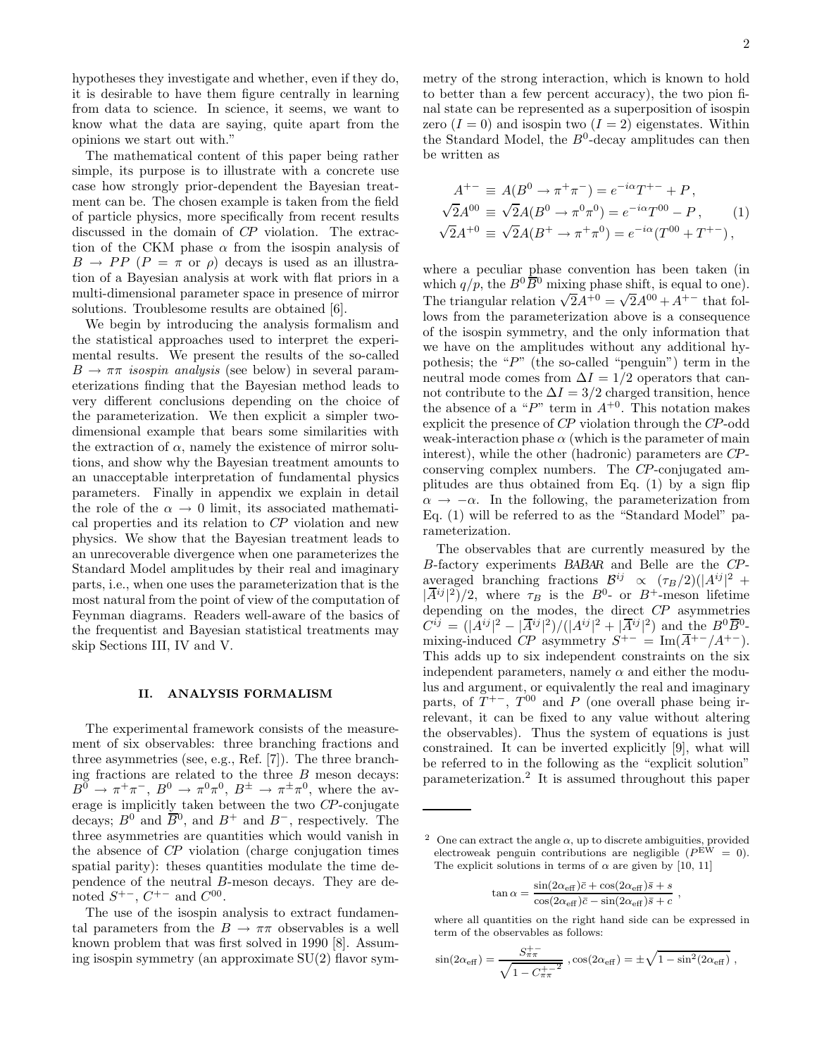hypotheses they investigate and whether, even if they do, it is desirable to have them figure centrally in learning from data to science. In science, it seems, we want to know what the data are saying, quite apart from the opinions we start out with."

The mathematical content of this paper being rather simple, its purpose is to illustrate with a concrete use case how strongly prior-dependent the Bayesian treatment can be. The chosen example is taken from the field of particle physics, more specifically from recent results discussed in the domain of *CP* violation. The extraction of the CKM phase $\alpha$ from the isospin analysis of $B \to PP$ ($P = \pi$ or $\rho$) decays is used as an illustration of a Bayesian analysis at work with flat priors in a multi-dimensional parameter space in presence of mirror solutions. Troublesome results are obtained [6].

We begin by introducing the analysis formalism and the statistical approaches used to interpret the experimental results. We present the results of the so-called $B \to \pi\pi$ *isospin analysis* (see below) in several parameterizations finding that the Bayesian method leads to very different conclusions depending on the choice of the parameterization. We then explicit a simpler two-dimensional example that bears some similarities with the extraction of $\alpha$, namely the existence of mirror solutions, and show why the Bayesian treatment amounts to an unacceptable interpretation of fundamental physics parameters. Finally in appendix we explain in detail the role of the $\alpha \to 0$ limit, its associated mathematical properties and its relation to *CP* violation and new physics. We show that the Bayesian treatment leads to an unrecoverable divergence when one parameterizes the Standard Model amplitudes by their real and imaginary parts, i.e., when one uses the parameterization that is the most natural from the point of view of the computation of Feynman diagrams. Readers well-aware of the basics of the frequentist and Bayesian statistical treatments may skip Sections III, IV and V.

## II. ANALYSIS FORMALISM

The experimental framework consists of the measurement of six observables: three branching fractions and three asymmetries (see, e.g., Ref. [7]). The three branching fractions are related to the three $B$ meson decays: $B^0 \to \pi^+\pi^-$, $B^0 \to \pi^0\pi^0$, $B^\pm \to \pi^\pm\pi^0$, where the average is implicitly taken between the two *CP*-conjugate decays; $B^0$ and $\overline{B}^0$, and $B^+$ and $B^-$, respectively. The three asymmetries are quantities which would vanish in the absence of *CP* violation (charge conjugation times spatial parity): theses quantities modulate the time dependence of the neutral $B$-meson decays. They are denoted $S^{+-}$, $C^{+-}$ and $C^{00}$.

The use of the isospin analysis to extract fundamental parameters from the $B \to \pi\pi$ observables is a well known problem that was first solved in 1990 [8]. Assuming isospin symmetry (an approximate SU(2) flavor symmetry of the strong interaction, which is known to hold to better than a few percent accuracy), the two pion final state can be represented as a superposition of isospin zero ($I = 0$) and isospin two ($I = 2$) eigenstates. Within the Standard Model, the $B^0$-decay amplitudes can then be written as

$$
\begin{aligned}
A^{+-} &\equiv A(B^0 \to \pi^+\pi^-) = e^{-i\alpha}T^{+-} + P \,, \\
\sqrt{2}A^{00} &\equiv \sqrt{2}A(B^0 \to \pi^0\pi^0) = e^{-i\alpha}T^{00} - P \,, \qquad (1) \\
\sqrt{2}A^{+0} &\equiv \sqrt{2}A(B^+ \to \pi^+\pi^0) = e^{-i\alpha}(T^{00} + T^{+-}) \,,
\end{aligned}
$$

where a peculiar phase convention has been taken (in which $q/p$, the $B^0\overline{B}^0$ mixing phase shift, is equal to one). The triangular relation $\sqrt{2}A^{+0} = \sqrt{2}A^{00} + A^{+-}$ that follows from the parameterization above is a consequence of the isospin symmetry, and the only information that we have on the amplitudes without any additional hypothesis; the "$P$" (the so-called "penguin") term in the neutral mode comes from $\Delta I = 1/2$ operators that cannot contribute to the $\Delta I = 3/2$ charged transition, hence the absence of a "$P$" term in $A^{+0}$. This notation makes explicit the presence of *CP* violation through the *CP*-odd weak-interaction phase $\alpha$ (which is the parameter of main interest), while the other (hadronic) parameters are *CP*-conserving complex numbers. The *CP*-conjugated amplitudes are thus obtained from Eq. (1) by a sign flip $\alpha \to -\alpha$. In the following, the parameterization from Eq. (1) will be referred to as the "Standard Model" parameterization.

The observables that are currently measured by the $B$-factory experiments *BABAR* and Belle are the *CP*-averaged branching fractions $\mathcal{B}^{ij} \propto (\tau_B/2)(|A^{ij}|^2 + |\overline{A}^{ij}|^2)/2$, where $\tau_B$ is the $B^0$- or $B^+$-meson lifetime depending on the modes, the direct *CP* asymmetries $C^{ij} = (|A^{ij}|^2 - |\overline{A}^{ij}|^2)/(|A^{ij}|^2 + |\overline{A}^{ij}|^2)$ and the $B^0\overline{B}^0$-mixing-induced *CP* asymmetry $S^{+-} = \mathrm{Im}(\overline{A}^{+-}/A^{+-})$. This adds up to six independent constraints on the six independent parameters, namely $\alpha$ and either the modulus and argument, or equivalently the real and imaginary parts, of $T^{+-}$, $T^{00}$ and $P$ (one overall phase being irrelevant, it can be fixed to any value without altering the observables). Thus the system of equations is just constrained. It can be inverted explicitly [9], what will be referred to in the following as the "explicit solution" parameterization.[2] It is assumed throughout this paper

---

[2] One can extract the angle $\alpha$, up to discrete ambiguities, provided electroweak penguin contributions are negligible ($P^{\rm EW} = 0$). The explicit solutions in terms of $\alpha$ are given by [10, 11]

$$
\tan\alpha = \frac{\sin(2\alpha_{\rm eff})\bar{c} + \cos(2\alpha_{\rm eff})\bar{s} + s}{\cos(2\alpha_{\rm eff})\bar{c} - \sin(2\alpha_{\rm eff})\bar{s} + c} \,,
$$

where all quantities on the right hand side can be expressed in term of the observables as follows:

$$
\sin(2\alpha_{\rm eff}) = \frac{S^{+-}_{\pi\pi}}{\sqrt{1 - C^{+-\,2}_{\pi\pi}}} \,, \cos(2\alpha_{\rm eff}) = \pm\sqrt{1 - \sin^2(2\alpha_{\rm eff})} \,,
$$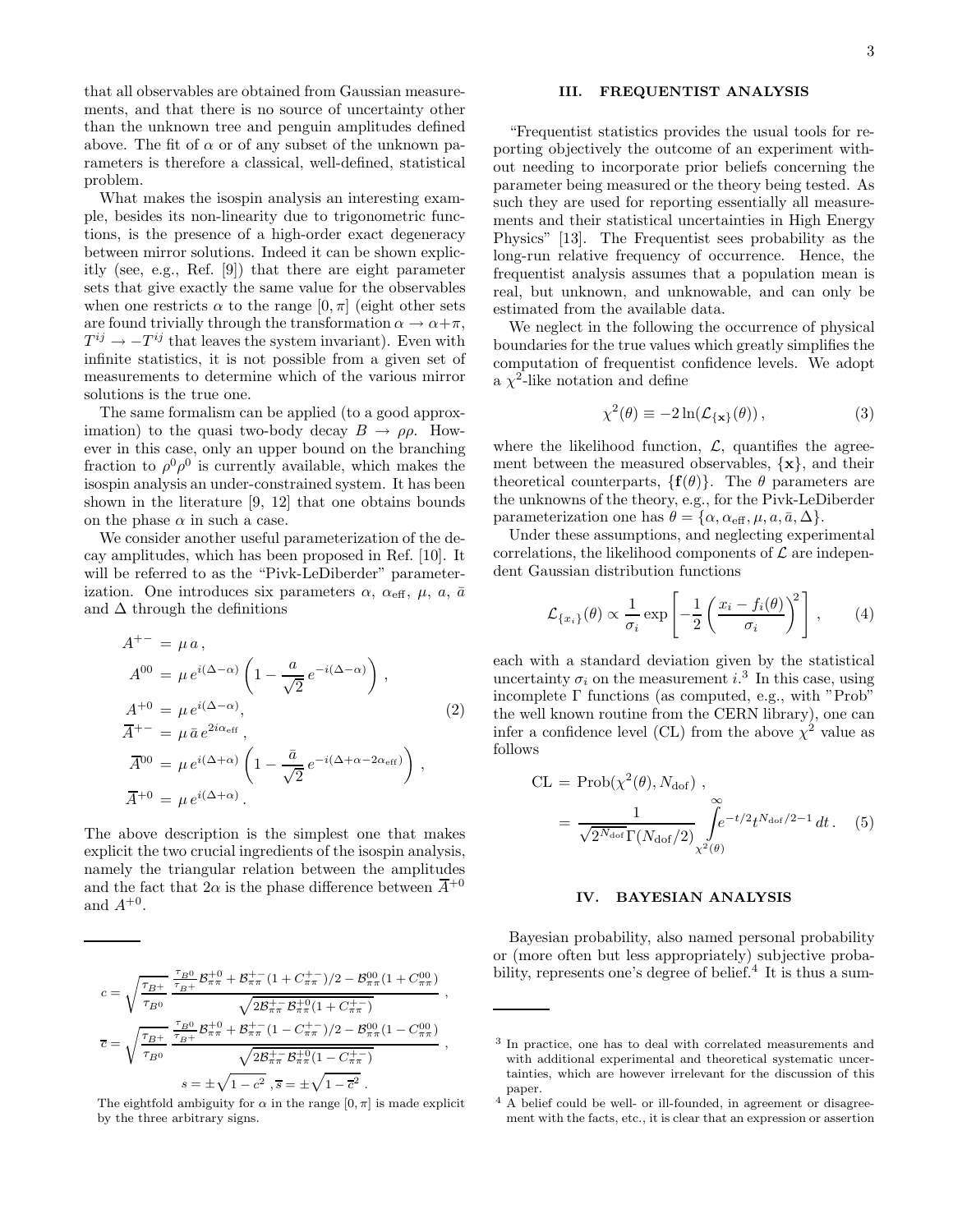that all observables are obtained from Gaussian measurements, and that there is no source of uncertainty other than the unknown tree and penguin amplitudes defined above. The fit of $\alpha$ or of any subset of the unknown parameters is therefore a classical, well-defined, statistical problem.

What makes the isospin analysis an interesting example, besides its non-linearity due to trigonometric functions, is the presence of a high-order exact degeneracy between mirror solutions. Indeed it can be shown explicitly (see, e.g., Ref. [9]) that there are eight parameter sets that give exactly the same value for the observables when one restricts $\alpha$ to the range $[0, \pi]$ (eight other sets are found trivially through the transformation $\alpha \to \alpha + \pi$, $T^{ij} \to -T^{ij}$ that leaves the system invariant). Even with infinite statistics, it is not possible from a given set of measurements to determine which of the various mirror solutions is the true one.

The same formalism can be applied (to a good approximation) to the quasi two-body decay $B \to \rho\rho$. However in this case, only an upper bound on the branching fraction to $\rho^0\rho^0$ is currently available, which makes the isospin analysis an under-constrained system. It has been shown in the literature [9, 12] that one obtains bounds on the phase $\alpha$ in such a case.

We consider another useful parameterization of the decay amplitudes, which has been proposed in Ref. [10]. It will be referred to as the "Pivk-LeDiberder" parameterization. One introduces six parameters $\alpha$, $\alpha_{\rm eff}$, $\mu$, $a$, $\bar{a}$ and $\Delta$ through the definitions

$$
\begin{aligned}
A^{+-} &= \mu\, a\,, \\
A^{00} &= \mu\, e^{i(\Delta-\alpha)} \left(1 - \frac{a}{\sqrt{2}}\, e^{-i(\Delta-\alpha)}\right)\,, \\
A^{+0} &= \mu\, e^{i(\Delta-\alpha)}, \\
\overline{A}^{+-} &= \mu\, \bar{a}\, e^{2i\alpha_{\rm eff}}\,, \\
\overline{A}^{00} &= \mu\, e^{i(\Delta+\alpha)} \left(1 - \frac{\bar{a}}{\sqrt{2}}\, e^{-i(\Delta+\alpha-2\alpha_{\rm eff})}\right)\,, \\
\overline{A}^{+0} &= \mu\, e^{i(\Delta+\alpha)}\,.
\end{aligned}
\tag{2}
$$

The above description is the simplest one that makes explicit the two crucial ingredients of the isospin analysis, namely the triangular relation between the amplitudes and the fact that $2\alpha$ is the phase difference between $\overline{A}^{+0}$ and $A^{+0}$.

## III. FREQUENTIST ANALYSIS

"Frequentist statistics provides the usual tools for reporting objectively the outcome of an experiment without needing to incorporate prior beliefs concerning the parameter being measured or the theory being tested. As such they are used for reporting essentially all measurements and their statistical uncertainties in High Energy Physics" [13]. The Frequentist sees probability as the long-run relative frequency of occurrence. Hence, the frequentist analysis assumes that a population mean is real, but unknown, and unknowable, and can only be estimated from the available data.

We neglect in the following the occurrence of physical boundaries for the true values which greatly simplifies the computation of frequentist confidence levels. We adopt a $\chi^2$-like notation and define

$$
\chi^2(\theta) \equiv -2\ln(\mathcal{L}_{\{\mathbf{x}\}}(\theta))\,, \tag{3}
$$

where the likelihood function, $\mathcal{L}$, quantifies the agreement between the measured observables, $\{\mathbf{x}\}$, and their theoretical counterparts, $\{\mathbf{f}(\theta)\}$. The $\theta$ parameters are the unknowns of the theory, e.g., for the Pivk-LeDiberder parameterization one has $\theta = \{\alpha, \alpha_{\rm eff}, \mu, a, \bar{a}, \Delta\}$.

Under these assumptions, and neglecting experimental correlations, the likelihood components of $\mathcal{L}$ are independent Gaussian distribution functions

$$
\mathcal{L}_{\{x_i\}}(\theta) \propto \frac{1}{\sigma_i} \exp\left[-\frac{1}{2}\left(\frac{x_i - f_i(\theta)}{\sigma_i}\right)^2\right]\,, \tag{4}
$$

each with a standard deviation given by the statistical uncertainty $\sigma_i$ on the measurement $i$.[3] In this case, using incomplete $\Gamma$ functions (as computed, e.g., with "Prob" the well known routine from the CERN library), one can infer a confidence level (CL) from the above $\chi^2$ value as follows

$$
\begin{aligned}
\mathrm{CL} &= \mathrm{Prob}(\chi^2(\theta), N_{\rm dof})\,, \\
&= \frac{1}{\sqrt{2^{N_{\rm dof}}}\,\Gamma(N_{\rm dof}/2)} \int_{\chi^2(\theta)}^{\infty} e^{-t/2}\, t^{N_{\rm dof}/2-1}\, dt\,.
\end{aligned}
\tag{5}
$$

## IV. BAYESIAN ANALYSIS

Bayesian probability, also named personal probability or (more often but less appropriately) subjective probability, represents one's degree of belief.[4] It is thus a sum-

---

$$
c = \sqrt{\frac{\tau_{B^+}}{\tau_{B^0}}}\, \frac{\frac{\tau_{B^0}}{\tau_{B^+}}\mathcal{B}^{+0}_{\pi\pi} + \mathcal{B}^{+-}_{\pi\pi}(1 + C^{+-}_{\pi\pi})/2 - \mathcal{B}^{00}_{\pi\pi}(1 + C^{00}_{\pi\pi})}{\sqrt{2\mathcal{B}^{+-}_{\pi\pi}\mathcal{B}^{+0}_{\pi\pi}(1 + C^{+-}_{\pi\pi})}}\,,
$$

$$
\overline{c} = \sqrt{\frac{\tau_{B^+}}{\tau_{B^0}}}\, \frac{\frac{\tau_{B^0}}{\tau_{B^+}}\mathcal{B}^{+0}_{\pi\pi} + \mathcal{B}^{+-}_{\pi\pi}(1 - C^{+-}_{\pi\pi})/2 - \mathcal{B}^{00}_{\pi\pi}(1 - C^{00}_{\pi\pi})}{\sqrt{2\mathcal{B}^{+-}_{\pi\pi}\mathcal{B}^{+0}_{\pi\pi}(1 - C^{+-}_{\pi\pi})}}\,,
$$

$$
s = \pm\sqrt{1 - c^2}\,, \overline{s} = \pm\sqrt{1 - \overline{c}^2}\,.
$$

The eightfold ambiguity for $\alpha$ in the range $[0, \pi]$ is made explicit by the three arbitrary signs.

[3] In practice, one has to deal with correlated measurements and with additional experimental and theoretical systematic uncertainties, which are however irrelevant for the discussion of this paper.

[4] A belief could be well- or ill-founded, in agreement or disagreement with the facts, etc., it is clear that an expression or assertion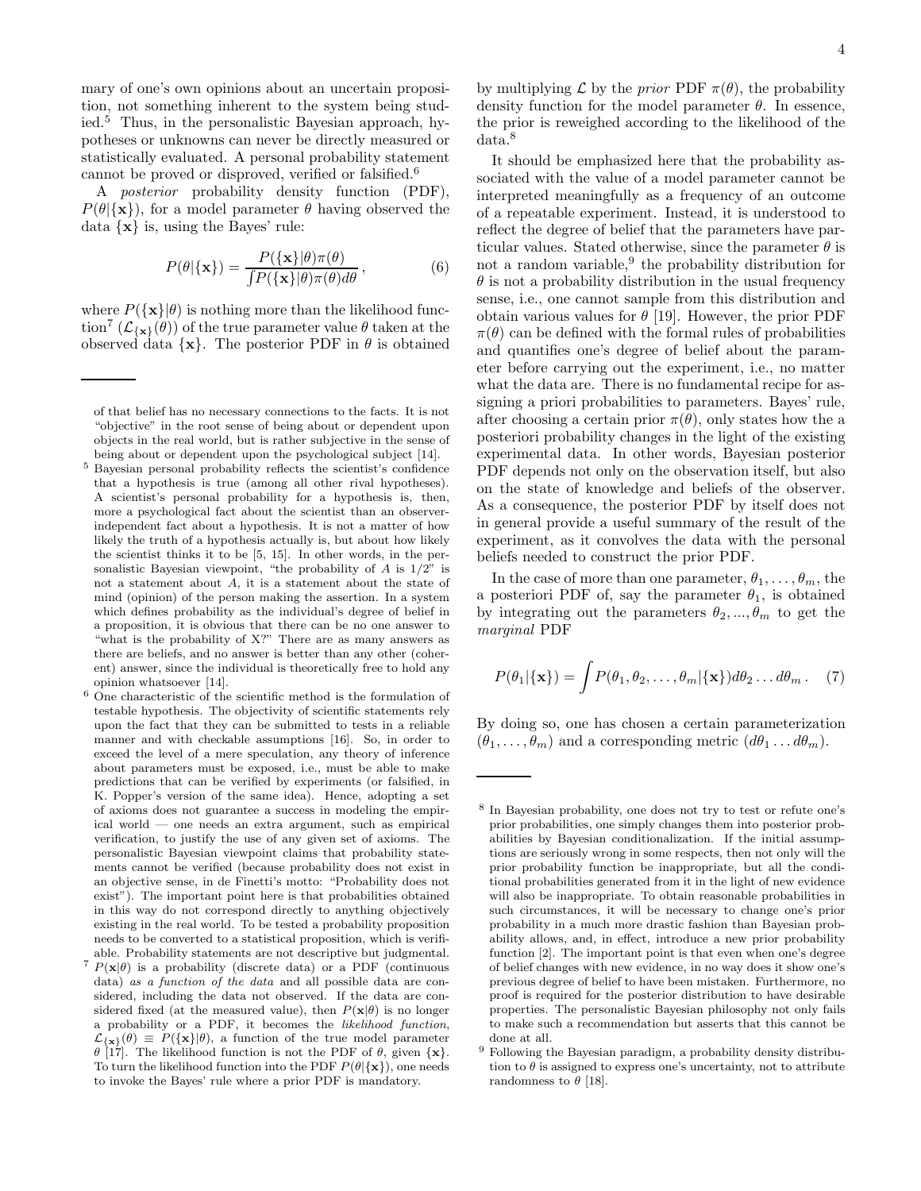mary of one's own opinions about an uncertain proposition, not something inherent to the system being studied.[5] Thus, in the personalistic Bayesian approach, hypotheses or unknowns can never be directly measured or statistically evaluated. A personal probability statement cannot be proved or disproved, verified or falsified.[6]

A *posterior* probability density function (PDF), $P(\theta|\{\mathbf{x}\})$, for a model parameter $\theta$ having observed the data $\{\mathbf{x}\}$ is, using the Bayes' rule:

$$P(\theta|\{\mathbf{x}\}) = \frac{P(\{\mathbf{x}\}|\theta)\pi(\theta)}{\int P(\{\mathbf{x}\}|\theta)\pi(\theta)d\theta}\,, \tag{6}$$

where $P(\{\mathbf{x}\}|\theta)$ is nothing more than the likelihood function[7] ($\mathcal{L}_{\{\mathbf{x}\}}(\theta)$) of the true parameter value $\theta$ taken at the observed data $\{\mathbf{x}\}$. The posterior PDF in $\theta$ is obtained by multiplying $\mathcal{L}$ by the *prior* PDF $\pi(\theta)$, the probability density function for the model parameter $\theta$. In essence, the prior is reweighed according to the likelihood of the data.[8]

It should be emphasized here that the probability associated with the value of a model parameter cannot be interpreted meaningfully as a frequency of an outcome of a repeatable experiment. Instead, it is understood to reflect the degree of belief that the parameters have particular values. Stated otherwise, since the parameter $\theta$ is not a random variable,[9] the probability distribution for $\theta$ is not a probability distribution in the usual frequency sense, i.e., one cannot sample from this distribution and obtain various values for $\theta$ [19]. However, the prior PDF $\pi(\theta)$ can be defined with the formal rules of probabilities and quantifies one's degree of belief about the parameter before carrying out the experiment, i.e., no matter what the data are. There is no fundamental recipe for assigning a priori probabilities to parameters. Bayes' rule, after choosing a certain prior $\pi(\theta)$, only states how the a posteriori probability changes in the light of the existing experimental data. In other words, Bayesian posterior PDF depends not only on the observation itself, but also on the state of knowledge and beliefs of the observer. As a consequence, the posterior PDF by itself does not in general provide a useful summary of the result of the experiment, as it convolves the data with the personal beliefs needed to construct the prior PDF.

In the case of more than one parameter, $\theta_1, \ldots, \theta_m$, the a posteriori PDF of, say the parameter $\theta_1$, is obtained by integrating out the parameters $\theta_2, ..., \theta_m$ to get the *marginal* PDF

$$P(\theta_1|\{\mathbf{x}\}) = \int P(\theta_1, \theta_2, \ldots, \theta_m|\{\mathbf{x}\})d\theta_2 \ldots d\theta_m\,. \tag{7}$$

By doing so, one has chosen a certain parameterization $(\theta_1, \ldots, \theta_m)$ and a corresponding metric $(d\theta_1 \ldots d\theta_m)$.

---

of that belief has no necessary connections to the facts. It is not "objective" in the root sense of being about or dependent upon objects in the real world, but is rather subjective in the sense of being about or dependent upon the psychological subject [14].

[5] Bayesian personal probability reflects the scientist's confidence that a hypothesis is true (among all other rival hypotheses). A scientist's personal probability for a hypothesis is, then, more a psychological fact about the scientist than an observer-independent fact about a hypothesis. It is not a matter of how likely the truth of a hypothesis actually is, but about how likely the scientist thinks it to be [5, 15]. In other words, in the personalistic Bayesian viewpoint, "the probability of $A$ is 1/2" is not a statement about $A$, it is a statement about the state of mind (opinion) of the person making the assertion. In a system which defines probability as the individual's degree of belief in a proposition, it is obvious that there can be no one answer to "what is the probability of X?" There are as many answers as there are beliefs, and no answer is better than any other (coherent) answer, since the individual is theoretically free to hold any opinion whatsoever [14].

[6] One characteristic of the scientific method is the formulation of testable hypothesis. The objectivity of scientific statements rely upon the fact that they can be submitted to tests in a reliable manner and with checkable assumptions [16]. So, in order to exceed the level of a mere speculation, any theory of inference about parameters must be exposed, i.e., must be able to make predictions that can be verified by experiments (or falsified, in K. Popper's version of the same idea). Hence, adopting a set of axioms does not guarantee a success in modeling the empirical world — one needs an extra argument, such as empirical verification, to justify the use of any given set of axioms. The personalistic Bayesian viewpoint claims that probability statements cannot be verified (because probability does not exist in an objective sense, in de Finetti's motto: "Probability does not exist"). The important point here is that probabilities obtained in this way do not correspond directly to anything objectively existing in the real world. To be tested a probability proposition needs to be converted to a statistical proposition, which is verifiable. Probability statements are not descriptive but judgmental.

[7] $P(\mathbf{x}|\theta)$ is a probability (discrete data) or a PDF (continuous data) *as a function of the data* and all possible data are considered, including the data not observed. If the data are considered fixed (at the measured value), then $P(\mathbf{x}|\theta)$ is no longer a probability or a PDF, it becomes the *likelihood function*, $\mathcal{L}_{\{\mathbf{x}\}}(\theta) \equiv P(\{\mathbf{x}\}|\theta)$, a function of the true model parameter $\theta$ [17]. The likelihood function is not the PDF of $\theta$, given $\{\mathbf{x}\}$. To turn the likelihood function into the PDF $P(\theta|\{\mathbf{x}\})$, one needs to invoke the Bayes' rule where a prior PDF is mandatory.

[8] In Bayesian probability, one does not try to test or refute one's prior probabilities, one simply changes them into posterior probabilities by Bayesian conditionalization. If the initial assumptions are seriously wrong in some respects, then not only will the prior probability function be inappropriate, but all the conditional probabilities generated from it in the light of new evidence will also be inappropriate. To obtain reasonable probabilities in such circumstances, it will be necessary to change one's prior probability in a much more drastic fashion than Bayesian probability allows, and, in effect, introduce a new prior probability function [2]. The important point is that even when one's degree of belief changes with new evidence, in no way does it show one's previous degree of belief to have been mistaken. Furthermore, no proof is required for the posterior distribution to have desirable properties. The personalistic Bayesian philosophy not only fails to make such a recommendation but asserts that this cannot be done at all.

[9] Following the Bayesian paradigm, a probability density distribution to $\theta$ is assigned to express one's uncertainty, not to attribute randomness to $\theta$ [18].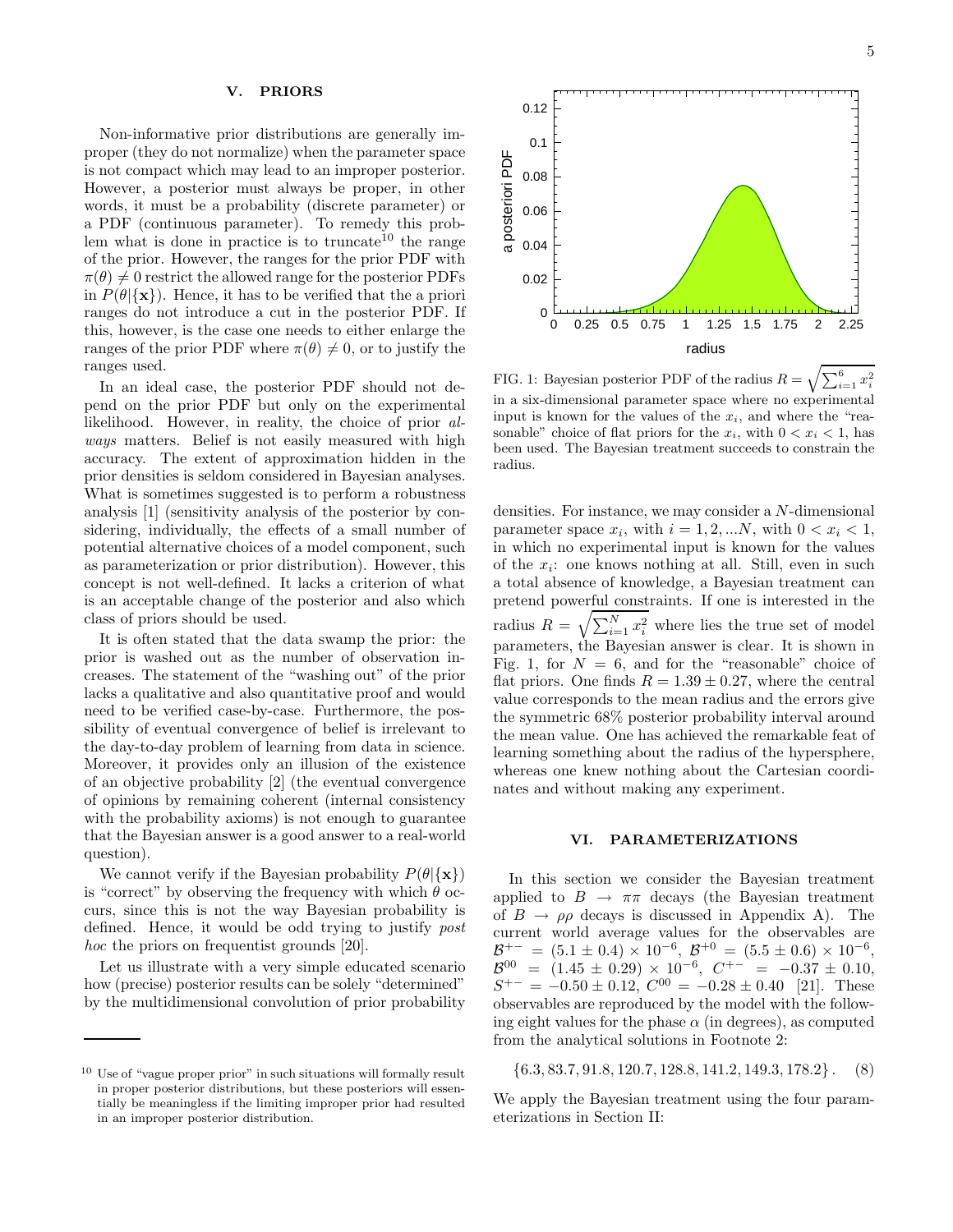## V. PRIORS

Non-informative prior distributions are generally improper (they do not normalize) when the parameter space is not compact which may lead to an improper posterior. However, a posterior must always be proper, in other words, it must be a probability (discrete parameter) or a PDF (continuous parameter). To remedy this problem what is done in practice is to truncate[10] the range of the prior. However, the ranges for the prior PDF with $\pi(\theta) \neq 0$ restrict the allowed range for the posterior PDFs in $P(\theta|\{\mathbf{x}\})$. Hence, it has to be verified that the a priori ranges do not introduce a cut in the posterior PDF. If this, however, is the case one needs to either enlarge the ranges of the prior PDF where $\pi(\theta) \neq 0$, or to justify the ranges used.

In an ideal case, the posterior PDF should not depend on the prior PDF but only on the experimental likelihood. However, in reality, the choice of prior *always* matters. Belief is not easily measured with high accuracy. The extent of approximation hidden in the prior densities is seldom considered in Bayesian analyses. What is sometimes suggested is to perform a robustness analysis [1] (sensitivity analysis of the posterior by considering, individually, the effects of a small number of potential alternative choices of a model component, such as parameterization or prior distribution). However, this concept is not well-defined. It lacks a criterion of what is an acceptable change of the posterior and also which class of priors should be used.

It is often stated that the data swamp the prior: the prior is washed out as the number of observation increases. The statement of the "washing out" of the prior lacks a qualitative and also quantitative proof and would need to be verified case-by-case. Furthermore, the possibility of eventual convergence of belief is irrelevant to the day-to-day problem of learning from data in science. Moreover, it provides only an illusion of the existence of an objective probability [2] (the eventual convergence of opinions by remaining coherent (internal consistency with the probability axioms) is not enough to guarantee that the Bayesian answer is a good answer to a real-world question).

We cannot verify if the Bayesian probability $P(\theta|\{\mathbf{x}\})$ is "correct" by observing the frequency with which $\theta$ occurs, since this is not the way Bayesian probability is defined. Hence, it would be odd trying to justify *post hoc* the priors on frequentist grounds [20].

Let us illustrate with a very simple educated scenario how (precise) posterior results can be solely "determined" by the multidimensional convolution of prior probability densities. For instance, we may consider a $N$-dimensional parameter space $x_i$, with $i = 1, 2, ...N$, with $0 < x_i < 1$, in which no experimental input is known for the values of the $x_i$: one knows nothing at all. Still, even in such a total absence of knowledge, a Bayesian treatment can pretend powerful constraints. If one is interested in the radius $R = \sqrt{\sum_{i=1}^{N} x_i^2}$ where lies the true set of model parameters, the Bayesian answer is clear. It is shown in Fig. 1, for $N = 6$, and for the "reasonable" choice of flat priors. One finds $R = 1.39 \pm 0.27$, where the central value corresponds to the mean radius and the errors give the symmetric 68% posterior probability interval around the mean value. One has achieved the remarkable feat of learning something about the radius of the hypersphere, whereas one knew nothing about the Cartesian coordinates and without making any experiment.

FIG. 1: Bayesian posterior PDF of the radius $R = \sqrt{\sum_{i=1}^{6} x_i^2}$ in a six-dimensional parameter space where no experimental input is known for the values of the $x_i$, and where the "reasonable" choice of flat priors for the $x_i$, with $0 < x_i < 1$, has been used. The Bayesian treatment succeeds to constrain the radius.

## VI. PARAMETERIZATIONS

In this section we consider the Bayesian treatment applied to $B \to \pi\pi$ decays (the Bayesian treatment of $B \to \rho\rho$ decays is discussed in Appendix A). The current world average values for the observables are $\mathcal{B}^{+-} = (5.1 \pm 0.4) \times 10^{-6}$, $\mathcal{B}^{+0} = (5.5 \pm 0.6) \times 10^{-6}$, $\mathcal{B}^{00} = (1.45 \pm 0.29) \times 10^{-6}$, $C^{+-} = -0.37 \pm 0.10$, $S^{+-} = -0.50 \pm 0.12$, $C^{00} = -0.28 \pm 0.40$ [21]. These observables are reproduced by the model with the following eight values for the phase $\alpha$ (in degrees), as computed from the analytical solutions in Footnote 2:

$$\{6.3, 83.7, 91.8, 120.7, 128.8, 141.2, 149.3, 178.2\}. \quad (8)$$

We apply the Bayesian treatment using the four parameterizations in Section II:

[10] Use of "vague proper prior" in such situations will formally result in proper posterior distributions, but these posteriors will essentially be meaningless if the limiting improper prior had resulted in an improper posterior distribution.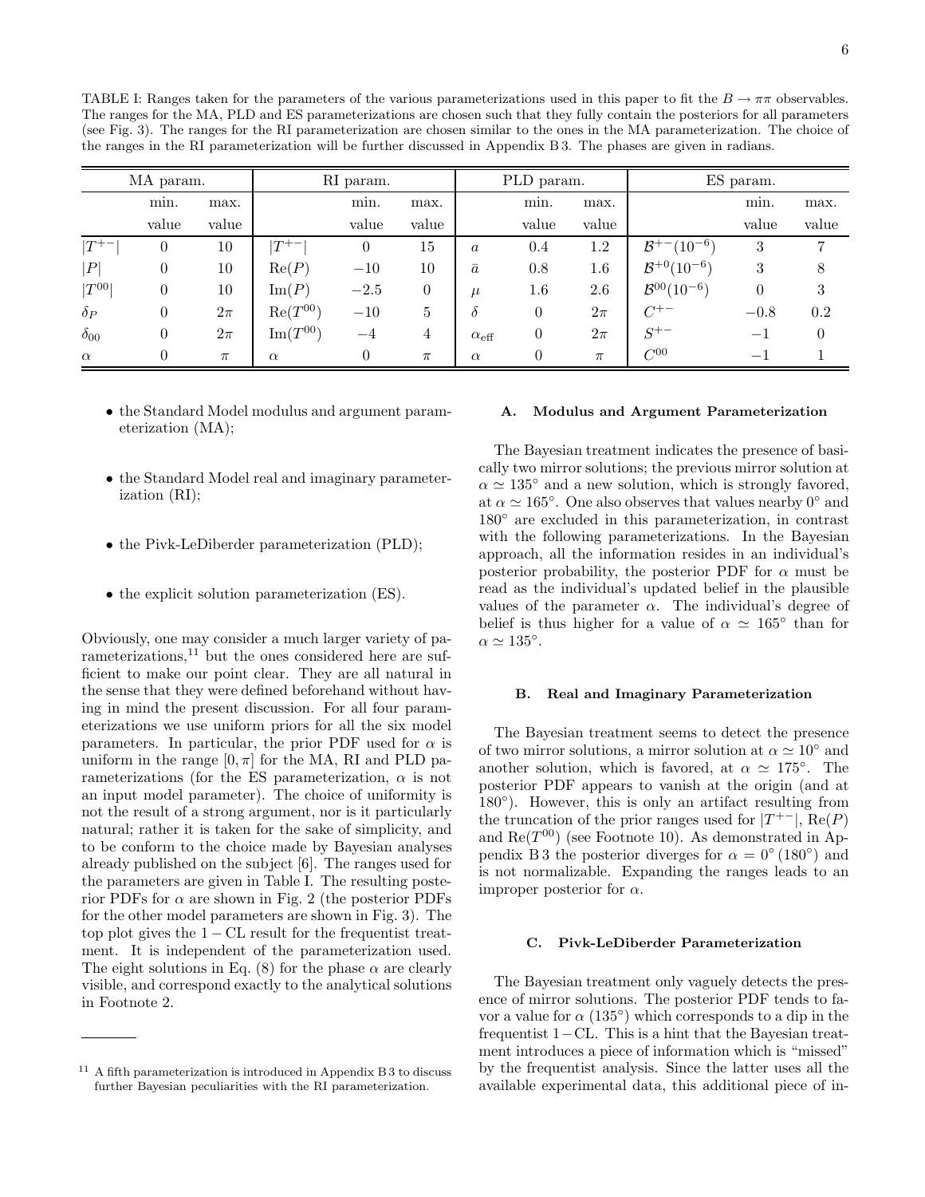TABLE I: Ranges taken for the parameters of the various parameterizations used in this paper to fit the $B \to \pi\pi$ observables. The ranges for the MA, PLD and ES parameterizations are chosen such that they fully contain the posteriors for all parameters (see Fig. 3). The ranges for the RI parameterization are chosen similar to the ones in the MA parameterization. The choice of the ranges in the RI parameterization will be further discussed in Appendix B 3. The phases are given in radians.

| MA param. | | | RI param. | | | PLD param. | | | ES param. | | |
|---|---|---|---|---|---|---|---|---|---|---|---|
| | min. value | max. value | | min. value | max. value | | min. value | max. value | | min. value | max. value |
| $\|T^{+-}\|$ | 0 | 10 | $\|T^{+-}\|$ | 0 | 15 | $a$ | 0.4 | 1.2 | $\mathcal{B}^{+-}(10^{-6})$ | 3 | 7 |
| $\|P\|$ | 0 | 10 | $\mathrm{Re}(P)$ | $-10$ | 10 | $\bar{a}$ | 0.8 | 1.6 | $\mathcal{B}^{+0}(10^{-6})$ | 3 | 8 |
| $\|T^{00}\|$ | 0 | 10 | $\mathrm{Im}(P)$ | $-2.5$ | 0 | $\mu$ | 1.6 | 2.6 | $\mathcal{B}^{00}(10^{-6})$ | 0 | 3 |
| $\delta_P$ | 0 | $2\pi$ | $\mathrm{Re}(T^{00})$ | $-10$ | 5 | $\delta$ | 0 | $2\pi$ | $C^{+-}$ | $-0.8$ | 0.2 |
| $\delta_{00}$ | 0 | $2\pi$ | $\mathrm{Im}(T^{00})$ | $-4$ | 4 | $\alpha_{\rm eff}$ | 0 | $2\pi$ | $S^{+-}$ | $-1$ | 0 |
| $\alpha$ | 0 | $\pi$ | $\alpha$ | 0 | $\pi$ | $\alpha$ | 0 | $\pi$ | $C^{00}$ | $-1$ | 1 |

- the Standard Model modulus and argument parameterization (MA);
- the Standard Model real and imaginary parameterization (RI);
- the Pivk-LeDiberder parameterization (PLD);
- the explicit solution parameterization (ES).

Obviously, one may consider a much larger variety of parameterizations,[11] but the ones considered here are sufficient to make our point clear. They are all natural in the sense that they were defined beforehand without having in mind the present discussion. For all four parameterizations we use uniform priors for all the six model parameters. In particular, the prior PDF used for $\alpha$ is uniform in the range $[0, \pi]$ for the MA, RI and PLD parameterizations (for the ES parameterization, $\alpha$ is not an input model parameter). The choice of uniformity is not the result of a strong argument, nor is it particularly natural; rather it is taken for the sake of simplicity, and to be conform to the choice made by Bayesian analyses already published on the subject [6]. The ranges used for the parameters are given in Table I. The resulting posterior PDFs for $\alpha$ are shown in Fig. 2 (the posterior PDFs for the other model parameters are shown in Fig. 3). The top plot gives the $1-\mathrm{CL}$ result for the frequentist treatment. It is independent of the parameterization used. The eight solutions in Eq. (8) for the phase $\alpha$ are clearly visible, and correspond exactly to the analytical solutions in Footnote 2.

[11] A fifth parameterization is introduced in Appendix B 3 to discuss further Bayesian peculiarities with the RI parameterization.

### A. Modulus and Argument Parameterization

The Bayesian treatment indicates the presence of basically two mirror solutions; the previous mirror solution at $\alpha \simeq 135^\circ$ and a new solution, which is strongly favored, at $\alpha \simeq 165^\circ$. One also observes that values nearby $0^\circ$ and $180^\circ$ are excluded in this parameterization, in contrast with the following parameterizations. In the Bayesian approach, all the information resides in an individual's posterior probability, the posterior PDF for $\alpha$ must be read as the individual's updated belief in the plausible values of the parameter $\alpha$. The individual's degree of belief is thus higher for a value of $\alpha \simeq 165^\circ$ than for $\alpha \simeq 135^\circ$.

### B. Real and Imaginary Parameterization

The Bayesian treatment seems to detect the presence of two mirror solutions, a mirror solution at $\alpha \simeq 10^\circ$ and another solution, which is favored, at $\alpha \simeq 175^\circ$. The posterior PDF appears to vanish at the origin (and at $180^\circ$). However, this is only an artifact resulting from the truncation of the prior ranges used for $|T^{+-}|$, $\mathrm{Re}(P)$ and $\mathrm{Re}(T^{00})$ (see Footnote 10). As demonstrated in Appendix B 3 the posterior diverges for $\alpha = 0^\circ\,(180^\circ)$ and is not normalizable. Expanding the ranges leads to an improper posterior for $\alpha$.

### C. Pivk-LeDiberder Parameterization

The Bayesian treatment only vaguely detects the presence of mirror solutions. The posterior PDF tends to favor a value for $\alpha$ ($135^\circ$) which corresponds to a dip in the frequentist $1-\mathrm{CL}$. This is a hint that the Bayesian treatment introduces a piece of information which is "missed" by the frequentist analysis. Since the latter uses all the available experimental data, this additional piece of in-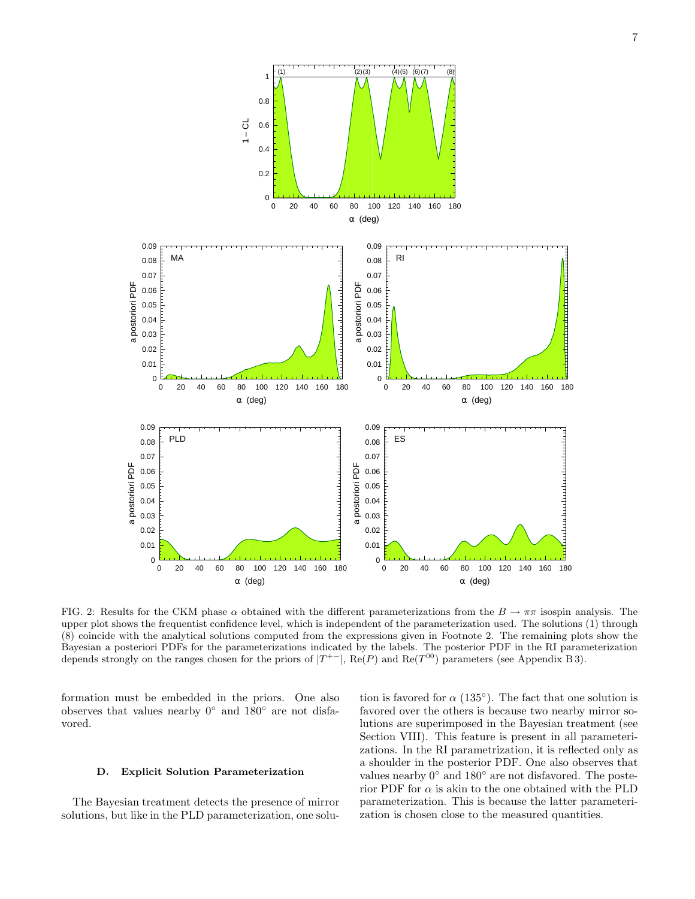FIG. 2: Results for the CKM phase $\alpha$ obtained with the different parameterizations from the $B \to \pi\pi$ isospin analysis. The upper plot shows the frequentist confidence level, which is independent of the parameterization used. The solutions (1) through (8) coincide with the analytical solutions computed from the expressions given in Footnote 2. The remaining plots show the Bayesian a posteriori PDFs for the parameterizations indicated by the labels. The posterior PDF in the RI parameterization depends strongly on the ranges chosen for the priors of $|T^{+-}|$, $\mathrm{Re}(P)$ and $\mathrm{Re}(T^{00})$ parameters (see Appendix B 3).

formation must be embedded in the priors. One also observes that values nearby $0^\circ$ and $180^\circ$ are not disfavored.

### D. Explicit Solution Parameterization

The Bayesian treatment detects the presence of mirror solutions, but like in the PLD parameterization, one solution is favored for $\alpha$ ($135^\circ$). The fact that one solution is favored over the others is because two nearby mirror solutions are superimposed in the Bayesian treatment (see Section VIII). This feature is present in all parameterizations. In the RI parametrization, it is reflected only as a shoulder in the posterior PDF. One also observes that values nearby $0^\circ$ and $180^\circ$ are not disfavored. The posterior PDF for $\alpha$ is akin to the one obtained with the PLD parameterization. This is because the latter parameterization is chosen close to the measured quantities.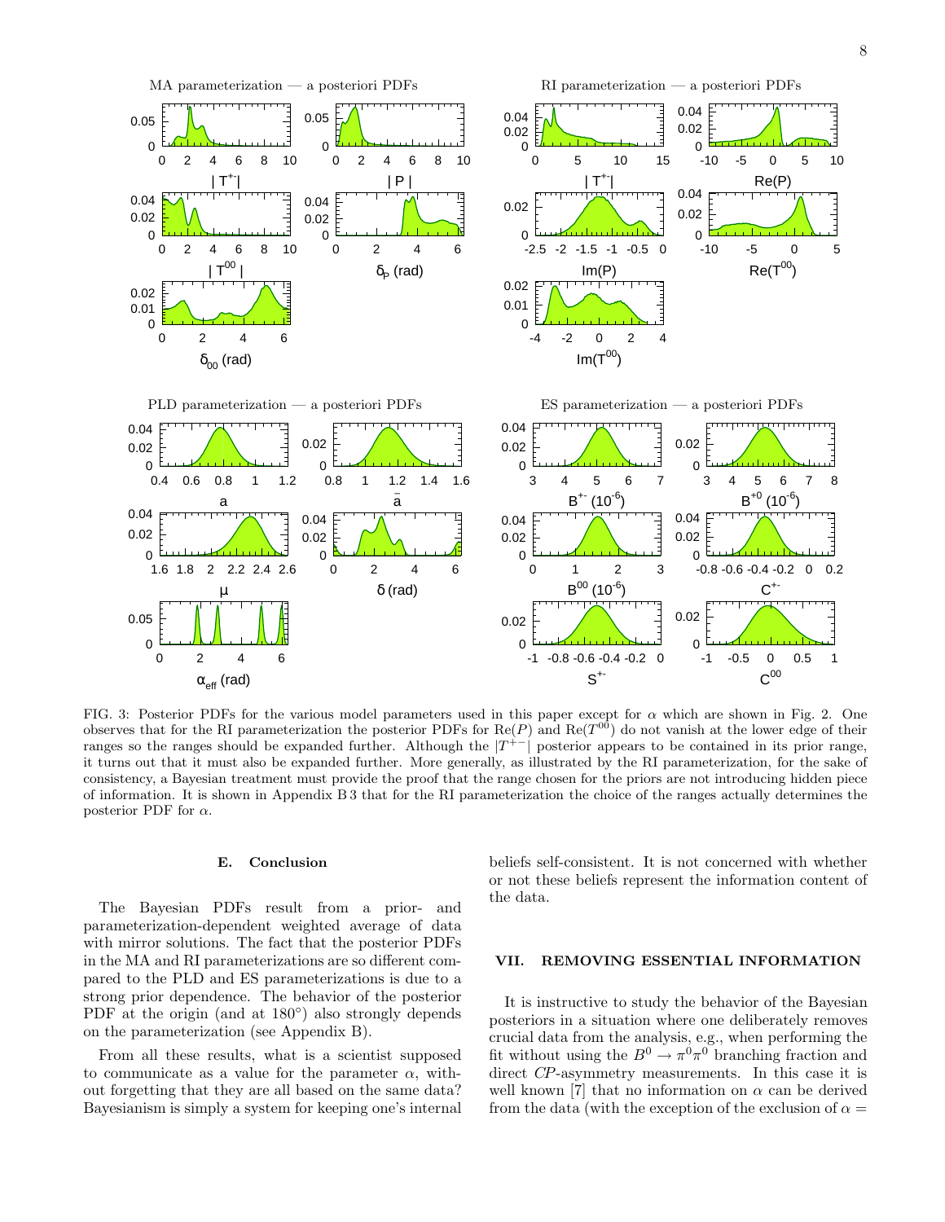FIG. 3: Posterior PDFs for the various model parameters used in this paper except for $\alpha$ which are shown in Fig. 2. One observes that for the RI parameterization the posterior PDFs for $\mathrm{Re}(P)$ and $\mathrm{Re}(T^{00})$ do not vanish at the lower edge of their ranges so the ranges should be expanded further. Although the $|T^{+-}|$ posterior appears to be contained in its prior range, it turns out that it must also be expanded further. More generally, as illustrated by the RI parameterization, for the sake of consistency, a Bayesian treatment must provide the proof that the range chosen for the priors are not introducing hidden piece of information. It is shown in Appendix B 3 that for the RI parameterization the choice of the ranges actually determines the posterior PDF for $\alpha$.

### E. Conclusion

The Bayesian PDFs result from a prior- and parameterization-dependent weighted average of data with mirror solutions. The fact that the posterior PDFs in the MA and RI parameterizations are so different compared to the PLD and ES parameterizations is due to a strong prior dependence. The behavior of the posterior PDF at the origin (and at 180°) also strongly depends on the parameterization (see Appendix B).

From all these results, what is a scientist supposed to communicate as a value for the parameter $\alpha$, without forgetting that they are all based on the same data? Bayesianism is simply a system for keeping one's internal beliefs self-consistent. It is not concerned with whether or not these beliefs represent the information content of the data.

## VII. REMOVING ESSENTIAL INFORMATION

It is instructive to study the behavior of the Bayesian posteriors in a situation where one deliberately removes crucial data from the analysis, e.g., when performing the fit without using the $B^0 \to \pi^0\pi^0$ branching fraction and direct *CP*-asymmetry measurements. In this case it is well known [7] that no information on $\alpha$ can be derived from the data (with the exception of the exclusion of $\alpha =$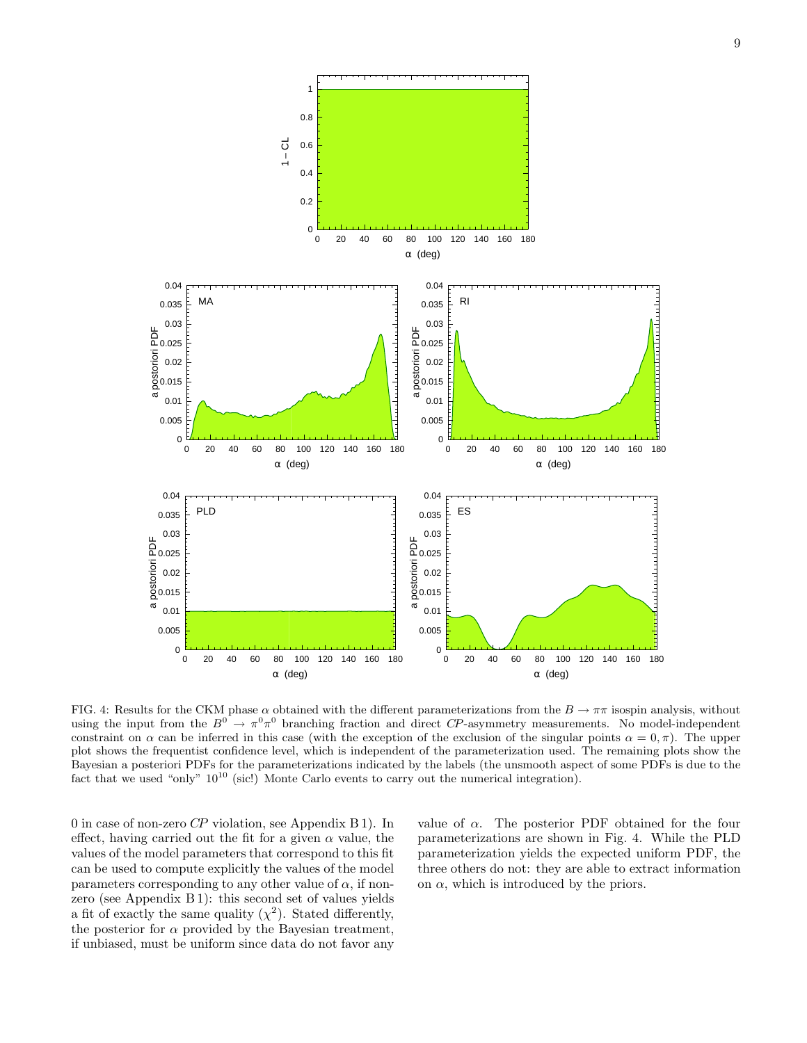FIG. 4: Results for the CKM phase $\alpha$ obtained with the different parameterizations from the $B \to \pi\pi$ isospin analysis, without using the input from the $B^0 \to \pi^0\pi^0$ branching fraction and direct $CP$-asymmetry measurements. No model-independent constraint on $\alpha$ can be inferred in this case (with the exception of the exclusion of the singular points $\alpha = 0, \pi$). The upper plot shows the frequentist confidence level, which is independent of the parameterization used. The remaining plots show the Bayesian a posteriori PDFs for the parameterizations indicated by the labels (the unsmooth aspect of some PDFs is due to the fact that we used "only" $10^{10}$ (sic!) Monte Carlo events to carry out the numerical integration).

0 in case of non-zero $CP$ violation, see Appendix B 1). In effect, having carried out the fit for a given $\alpha$ value, the values of the model parameters that correspond to this fit can be used to compute explicitly the values of the model parameters corresponding to any other value of $\alpha$, if non-zero (see Appendix B 1): this second set of values yields a fit of exactly the same quality ($\chi^2$). Stated differently, the posterior for $\alpha$ provided by the Bayesian treatment, if unbiased, must be uniform since data do not favor any value of $\alpha$. The posterior PDF obtained for the four parameterizations are shown in Fig. 4. While the PLD parameterization yields the expected uniform PDF, the three others do not: they are able to extract information on $\alpha$, which is introduced by the priors.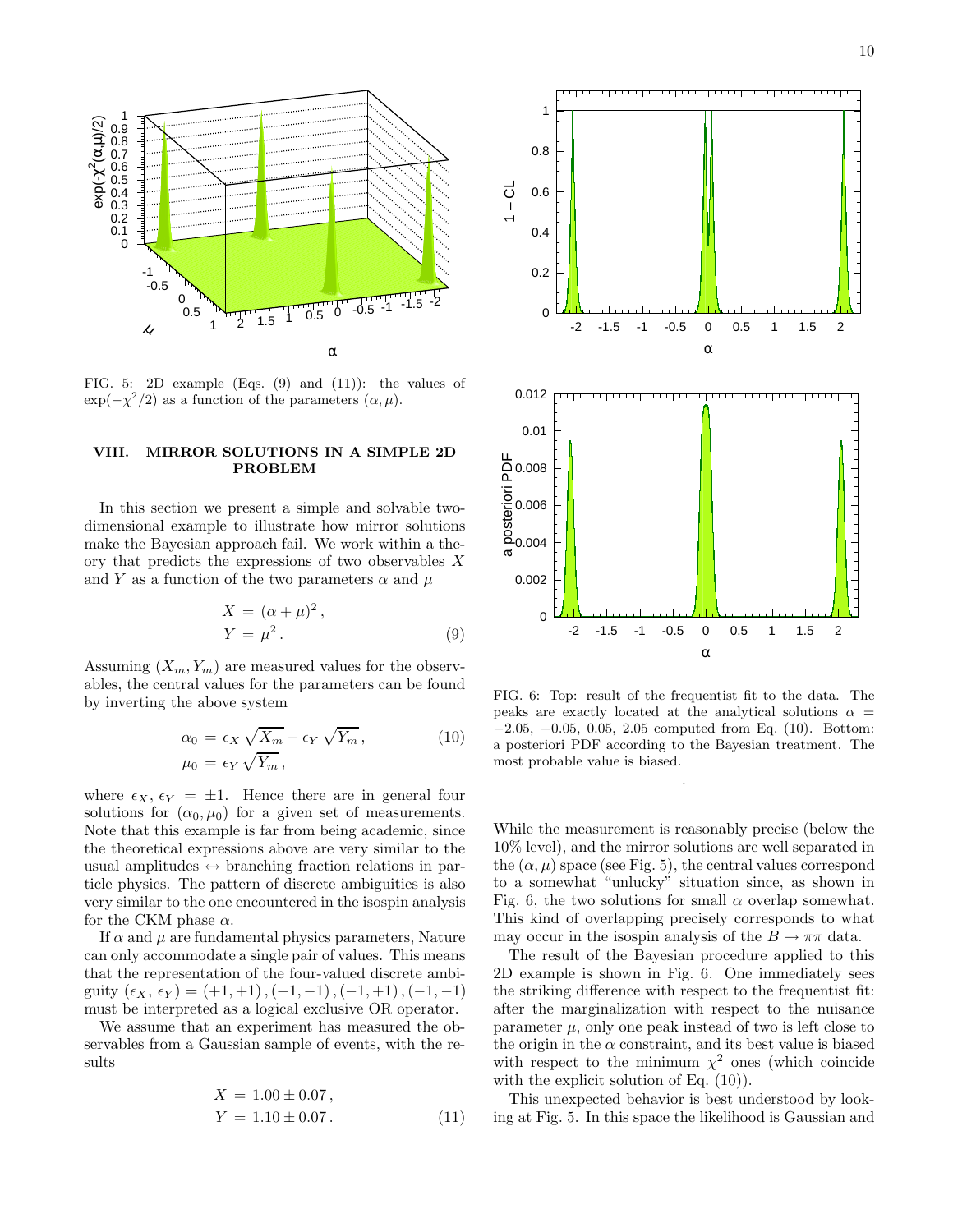FIG. 5: 2D example (Eqs. (9) and (11)): the values of $\exp(-\chi^2/2)$ as a function of the parameters $(\alpha, \mu)$.

## VIII. MIRROR SOLUTIONS IN A SIMPLE 2D PROBLEM

In this section we present a simple and solvable two-dimensional example to illustrate how mirror solutions make the Bayesian approach fail. We work within a theory that predicts the expressions of two observables $X$ and $Y$ as a function of the two parameters $\alpha$ and $\mu$

$$
\begin{aligned}
X &= (\alpha + \mu)^2 \,, \\
Y &= \mu^2 \,.
\end{aligned}
\tag{9}
$$

Assuming $(X_m, Y_m)$ are measured values for the observables, the central values for the parameters can be found by inverting the above system

$$
\begin{aligned}
\alpha_0 &= \epsilon_X \sqrt{X_m} - \epsilon_Y \sqrt{Y_m} \,, \\
\mu_0 &= \epsilon_Y \sqrt{Y_m} \,,
\end{aligned}
\tag{10}
$$

where $\epsilon_X, \epsilon_Y = \pm 1$. Hence there are in general four solutions for $(\alpha_0, \mu_0)$ for a given set of measurements. Note that this example is far from being academic, since the theoretical expressions above are very similar to the usual amplitudes $\leftrightarrow$ branching fraction relations in particle physics. The pattern of discrete ambiguities is also very similar to the one encountered in the isospin analysis for the CKM phase $\alpha$.

If $\alpha$ and $\mu$ are fundamental physics parameters, Nature can only accommodate a single pair of values. This means that the representation of the four-valued discrete ambiguity $(\epsilon_X, \epsilon_Y) = (+1,+1), (+1,-1), (-1,+1), (-1,-1)$ must be interpreted as a logical exclusive OR operator.

We assume that an experiment has measured the observables from a Gaussian sample of events, with the results

$$
\begin{aligned}
X &= 1.00 \pm 0.07 \,, \\
Y &= 1.10 \pm 0.07 \,.
\end{aligned}
\tag{11}
$$

FIG. 6: Top: result of the frequentist fit to the data. The peaks are exactly located at the analytical solutions $\alpha = -2.05, -0.05, 0.05, 2.05$ computed from Eq. (10). Bottom: a posteriori PDF according to the Bayesian treatment. The most probable value is biased.

While the measurement is reasonably precise (below the 10% level), and the mirror solutions are well separated in the $(\alpha, \mu)$ space (see Fig. 5), the central values correspond to a somewhat "unlucky" situation since, as shown in Fig. 6, the two solutions for small $\alpha$ overlap somewhat. This kind of overlapping precisely corresponds to what may occur in the isospin analysis of the $B \to \pi\pi$ data.

The result of the Bayesian procedure applied to this 2D example is shown in Fig. 6. One immediately sees the striking difference with respect to the frequentist fit: after the marginalization with respect to the nuisance parameter $\mu$, only one peak instead of two is left close to the origin in the $\alpha$ constraint, and its best value is biased with respect to the minimum $\chi^2$ ones (which coincide with the explicit solution of Eq. (10)).

This unexpected behavior is best understood by looking at Fig. 5. In this space the likelihood is Gaussian and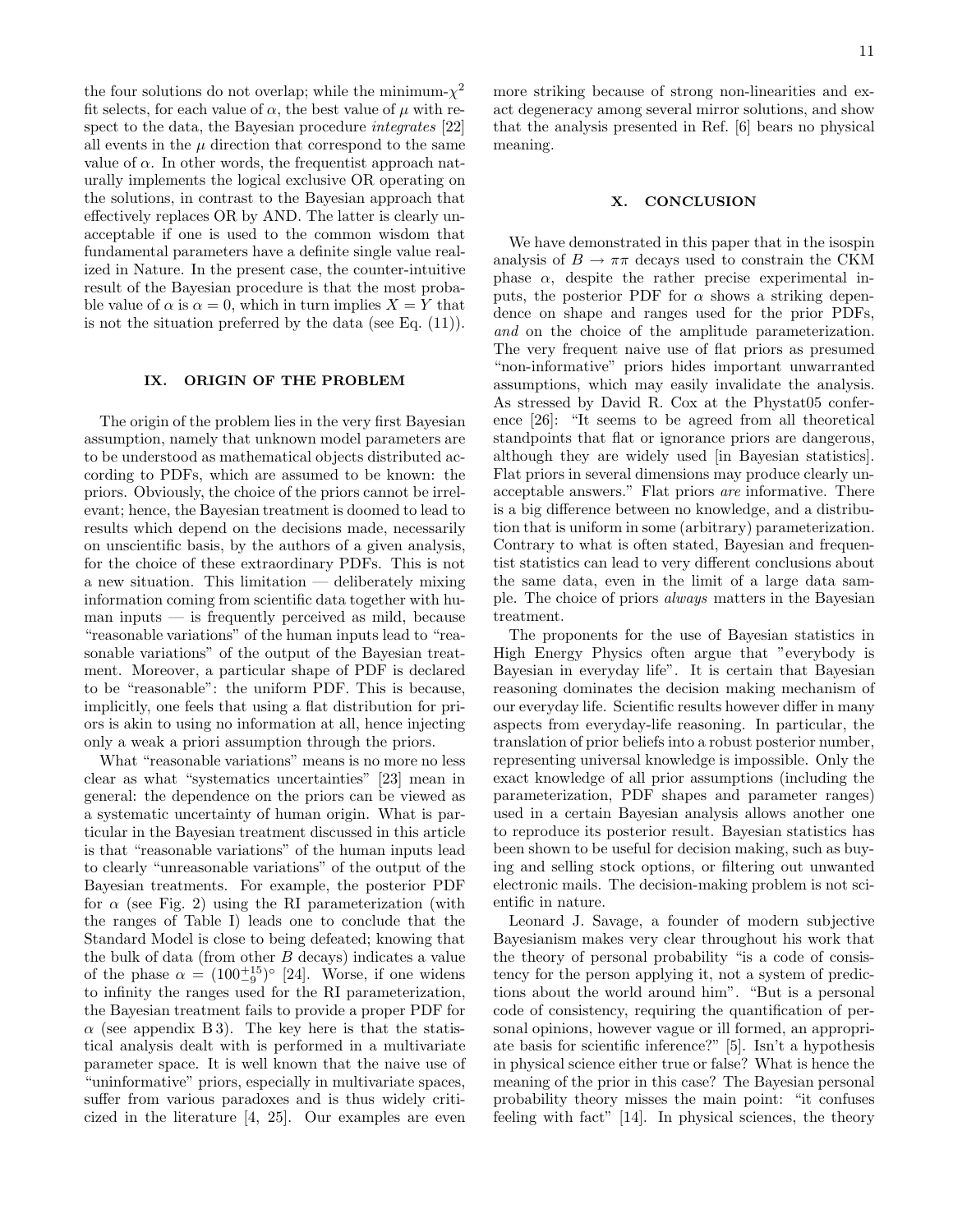the four solutions do not overlap; while the minimum-$\chi^2$ fit selects, for each value of $\alpha$, the best value of $\mu$ with respect to the data, the Bayesian procedure *integrates* [22] all events in the $\mu$ direction that correspond to the same value of $\alpha$. In other words, the frequentist approach naturally implements the logical exclusive OR operating on the solutions, in contrast to the Bayesian approach that effectively replaces OR by AND. The latter is clearly unacceptable if one is used to the common wisdom that fundamental parameters have a definite single value realized in Nature. In the present case, the counter-intuitive result of the Bayesian procedure is that the most probable value of $\alpha$ is $\alpha = 0$, which in turn implies $X = Y$ that is not the situation preferred by the data (see Eq. (11)).

## IX. ORIGIN OF THE PROBLEM

The origin of the problem lies in the very first Bayesian assumption, namely that unknown model parameters are to be understood as mathematical objects distributed according to PDFs, which are assumed to be known: the priors. Obviously, the choice of the priors cannot be irrelevant; hence, the Bayesian treatment is doomed to lead to results which depend on the decisions made, necessarily on unscientific basis, by the authors of a given analysis, for the choice of these extraordinary PDFs. This is not a new situation. This limitation — deliberately mixing information coming from scientific data together with human inputs — is frequently perceived as mild, because "reasonable variations" of the human inputs lead to "reasonable variations" of the output of the Bayesian treatment. Moreover, a particular shape of PDF is declared to be "reasonable": the uniform PDF. This is because, implicitly, one feels that using a flat distribution for priors is akin to using no information at all, hence injecting only a weak a priori assumption through the priors.

What "reasonable variations" means is no more no less clear as what "systematics uncertainties" [23] mean in general: the dependence on the priors can be viewed as a systematic uncertainty of human origin. What is particular in the Bayesian treatment discussed in this article is that "reasonable variations" of the human inputs lead to clearly "unreasonable variations" of the output of the Bayesian treatments. For example, the posterior PDF for $\alpha$ (see Fig. 2) using the RI parameterization (with the ranges of Table I) leads one to conclude that the Standard Model is close to being defeated; knowing that the bulk of data (from other $B$ decays) indicates a value of the phase $\alpha = (100^{+15}_{-9})^\circ$ [24]. Worse, if one widens to infinity the ranges used for the RI parameterization, the Bayesian treatment fails to provide a proper PDF for $\alpha$ (see appendix B 3). The key here is that the statistical analysis dealt with is performed in a multivariate parameter space. It is well known that the naive use of "uninformative" priors, especially in multivariate spaces, suffer from various paradoxes and is thus widely criticized in the literature [4, 25]. Our examples are even more striking because of strong non-linearities and exact degeneracy among several mirror solutions, and show that the analysis presented in Ref. [6] bears no physical meaning.

## X. CONCLUSION

We have demonstrated in this paper that in the isospin analysis of $B \to \pi\pi$ decays used to constrain the CKM phase $\alpha$, despite the rather precise experimental inputs, the posterior PDF for $\alpha$ shows a striking dependence on shape and ranges used for the prior PDFs, *and* on the choice of the amplitude parameterization. The very frequent naive use of flat priors as presumed "non-informative" priors hides important unwarranted assumptions, which may easily invalidate the analysis. As stressed by David R. Cox at the Phystat05 conference [26]: "It seems to be agreed from all theoretical standpoints that flat or ignorance priors are dangerous, although they are widely used [in Bayesian statistics]. Flat priors in several dimensions may produce clearly unacceptable answers." Flat priors *are* informative. There is a big difference between no knowledge, and a distribution that is uniform in some (arbitrary) parameterization. Contrary to what is often stated, Bayesian and frequentist statistics can lead to very different conclusions about the same data, even in the limit of a large data sample. The choice of priors *always* matters in the Bayesian treatment.

The proponents for the use of Bayesian statistics in High Energy Physics often argue that "everybody is Bayesian in everyday life". It is certain that Bayesian reasoning dominates the decision making mechanism of our everyday life. Scientific results however differ in many aspects from everyday-life reasoning. In particular, the translation of prior beliefs into a robust posterior number, representing universal knowledge is impossible. Only the exact knowledge of all prior assumptions (including the parameterization, PDF shapes and parameter ranges) used in a certain Bayesian analysis allows another one to reproduce its posterior result. Bayesian statistics has been shown to be useful for decision making, such as buying and selling stock options, or filtering out unwanted electronic mails. The decision-making problem is not scientific in nature.

Leonard J. Savage, a founder of modern subjective Bayesianism makes very clear throughout his work that the theory of personal probability "is a code of consistency for the person applying it, not a system of predictions about the world around him". "But is a personal code of consistency, requiring the quantification of personal opinions, however vague or ill formed, an appropriate basis for scientific inference?" [5]. Isn't a hypothesis in physical science either true or false? What is hence the meaning of the prior in this case? The Bayesian personal probability theory misses the main point: "it confuses feeling with fact" [14]. In physical sciences, the theory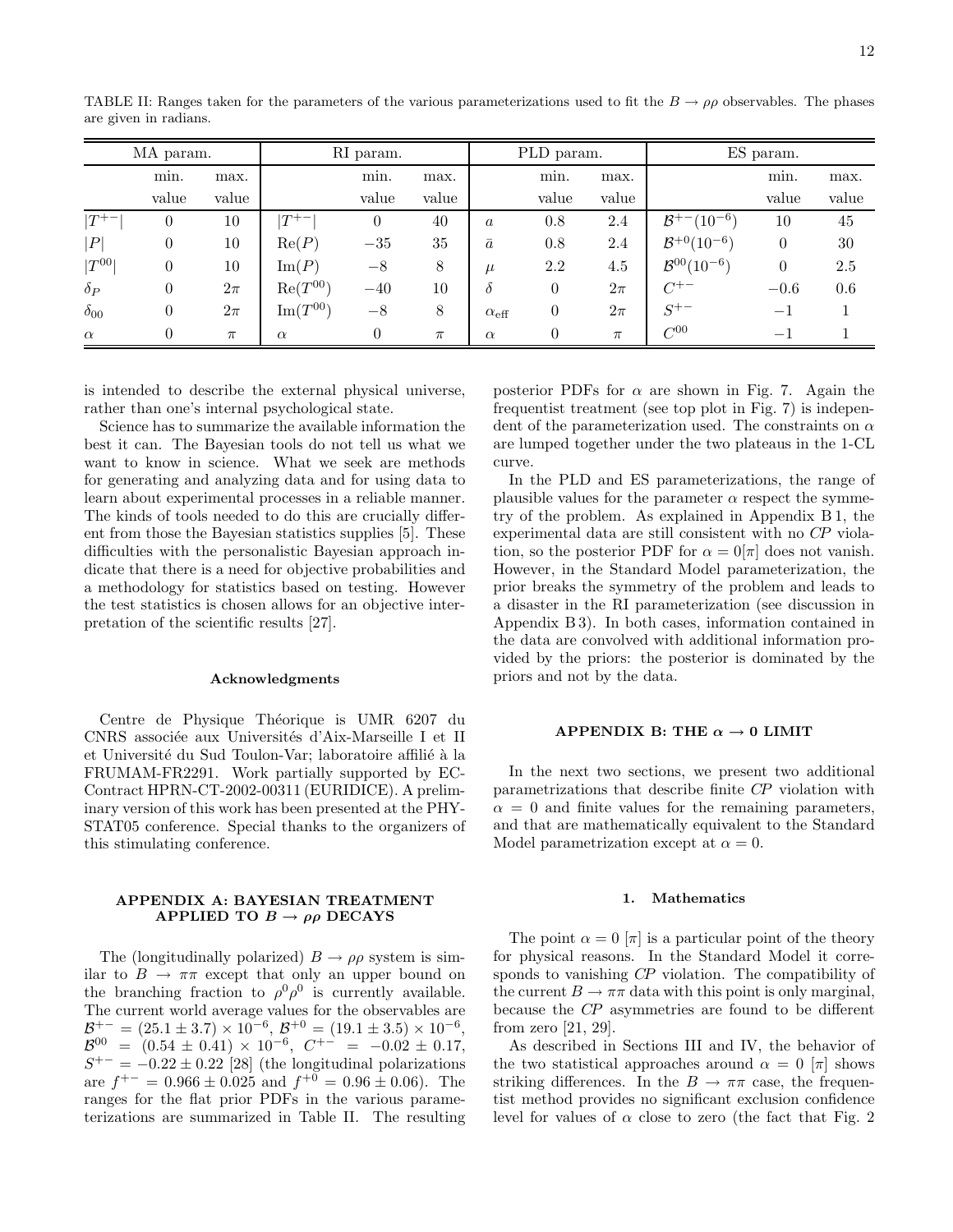TABLE II: Ranges taken for the parameters of the various parameterizations used to fit the $B \to \rho\rho$ observables. The phases are given in radians.

| MA param. | | | RI param. | | | PLD param. | | | ES param. | | |
|---|---|---|---|---|---|---|---|---|---|---|---|
| | min. value | max. value | | min. value | max. value | | min. value | max. value | | min. value | max. value |
| $\lvert T^{+-}\rvert$ | 0 | 10 | $\lvert T^{+-}\rvert$ | 0 | 40 | $a$ | 0.8 | 2.4 | $\mathcal{B}^{+-}(10^{-6})$ | 10 | 45 |
| $\lvert P\rvert$ | 0 | 10 | $\mathrm{Re}(P)$ | $-35$ | 35 | $\bar{a}$ | 0.8 | 2.4 | $\mathcal{B}^{+0}(10^{-6})$ | 0 | 30 |
| $\lvert T^{00}\rvert$ | 0 | 10 | $\mathrm{Im}(P)$ | $-8$ | 8 | $\mu$ | 2.2 | 4.5 | $\mathcal{B}^{00}(10^{-6})$ | 0 | 2.5 |
| $\delta_P$ | 0 | $2\pi$ | $\mathrm{Re}(T^{00})$ | $-40$ | 10 | $\delta$ | 0 | $2\pi$ | $C^{+-}$ | $-0.6$ | 0.6 |
| $\delta_{00}$ | 0 | $2\pi$ | $\mathrm{Im}(T^{00})$ | $-8$ | 8 | $\alpha_{\rm eff}$ | 0 | $2\pi$ | $S^{+-}$ | $-1$ | 1 |
| $\alpha$ | 0 | $\pi$ | $\alpha$ | 0 | $\pi$ | $\alpha$ | 0 | $\pi$ | $C^{00}$ | $-1$ | 1 |

is intended to describe the external physical universe, rather than one's internal psychological state.

Science has to summarize the available information the best it can. The Bayesian tools do not tell us what we want to know in science. What we seek are methods for generating and analyzing data and for using data to learn about experimental processes in a reliable manner. The kinds of tools needed to do this are crucially different from those the Bayesian statistics supplies [5]. These difficulties with the personalistic Bayesian approach indicate that there is a need for objective probabilities and a methodology for statistics based on testing. However the test statistics is chosen allows for an objective interpretation of the scientific results [27].

#### Acknowledgments

Centre de Physique Théorique is UMR 6207 du CNRS associée aux Universités d'Aix-Marseille I et II et Université du Sud Toulon-Var; laboratoire affilié à la FRUMAM-FR2291. Work partially supported by EC-Contract HPRN-CT-2002-00311 (EURIDICE). A preliminary version of this work has been presented at the PHYSTAT05 conference. Special thanks to the organizers of this stimulating conference.

## APPENDIX A: BAYESIAN TREATMENT APPLIED TO $B \to \rho\rho$ DECAYS

The (longitudinally polarized) $B \to \rho\rho$ system is similar to $B \to \pi\pi$ except that only an upper bound on the branching fraction to $\rho^0\rho^0$ is currently available. The current world average values for the observables are $\mathcal{B}^{+-} = (25.1 \pm 3.7) \times 10^{-6}$, $\mathcal{B}^{+0} = (19.1 \pm 3.5) \times 10^{-6}$, $\mathcal{B}^{00} = (0.54 \pm 0.41) \times 10^{-6}$, $C^{+-} = -0.02 \pm 0.17$, $S^{+-} = -0.22 \pm 0.22$ [28] (the longitudinal polarizations are $f^{+-} = 0.966 \pm 0.025$ and $f^{+0} = 0.96 \pm 0.06$). The ranges for the flat prior PDFs in the various parameterizations are summarized in Table II. The resulting posterior PDFs for $\alpha$ are shown in Fig. 7. Again the frequentist treatment (see top plot in Fig. 7) is independent of the parameterization used. The constraints on $\alpha$ are lumped together under the two plateaus in the 1-CL curve.

In the PLD and ES parameterizations, the range of plausible values for the parameter $\alpha$ respect the symmetry of the problem. As explained in Appendix B 1, the experimental data are still consistent with no *CP* violation, so the posterior PDF for $\alpha = 0[\pi]$ does not vanish. However, in the Standard Model parameterization, the prior breaks the symmetry of the problem and leads to a disaster in the RI parameterization (see discussion in Appendix B 3). In both cases, information contained in the data are convolved with additional information provided by the priors: the posterior is dominated by the priors and not by the data.

## APPENDIX B: THE $\alpha \to 0$ LIMIT

In the next two sections, we present two additional parametrizations that describe finite *CP* violation with $\alpha = 0$ and finite values for the remaining parameters, and that are mathematically equivalent to the Standard Model parametrization except at $\alpha = 0$.

### 1. Mathematics

The point $\alpha = 0$ $[\pi]$ is a particular point of the theory for physical reasons. In the Standard Model it corresponds to vanishing *CP* violation. The compatibility of the current $B \to \pi\pi$ data with this point is only marginal, because the *CP* asymmetries are found to be different from zero [21, 29].

As described in Sections III and IV, the behavior of the two statistical approaches around $\alpha = 0$ $[\pi]$ shows striking differences. In the $B \to \pi\pi$ case, the frequentist method provides no significant exclusion confidence level for values of $\alpha$ close to zero (the fact that Fig. 2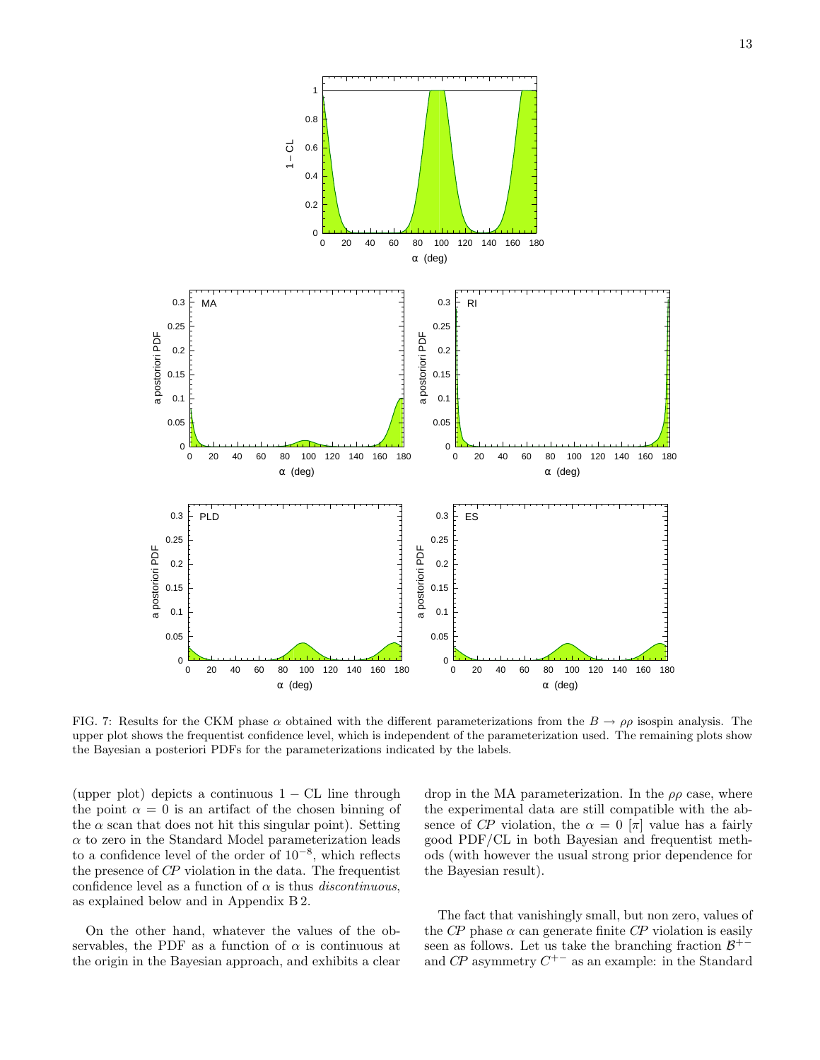FIG. 7: Results for the CKM phase $\alpha$ obtained with the different parameterizations from the $B \to \rho\rho$ isospin analysis. The upper plot shows the frequentist confidence level, which is independent of the parameterization used. The remaining plots show the Bayesian a posteriori PDFs for the parameterizations indicated by the labels.

(upper plot) depicts a continuous $1 - \mathrm{CL}$ line through the point $\alpha = 0$ is an artifact of the chosen binning of the $\alpha$ scan that does not hit this singular point). Setting $\alpha$ to zero in the Standard Model parameterization leads to a confidence level of the order of $10^{-8}$, which reflects the presence of *CP* violation in the data. The frequentist confidence level as a function of $\alpha$ is thus *discontinuous*, as explained below and in Appendix B 2.

On the other hand, whatever the values of the observables, the PDF as a function of $\alpha$ is continuous at the origin in the Bayesian approach, and exhibits a clear drop in the MA parameterization. In the $\rho\rho$ case, where the experimental data are still compatible with the absence of *CP* violation, the $\alpha = 0$ [$\pi$] value has a fairly good PDF/CL in both Bayesian and frequentist methods (with however the usual strong prior dependence for the Bayesian result).

The fact that vanishingly small, but non zero, values of the *CP* phase $\alpha$ can generate finite *CP* violation is easily seen as follows. Let us take the branching fraction $\mathcal{B}^{+-}$ and *CP* asymmetry $C^{+-}$ as an example: in the Standard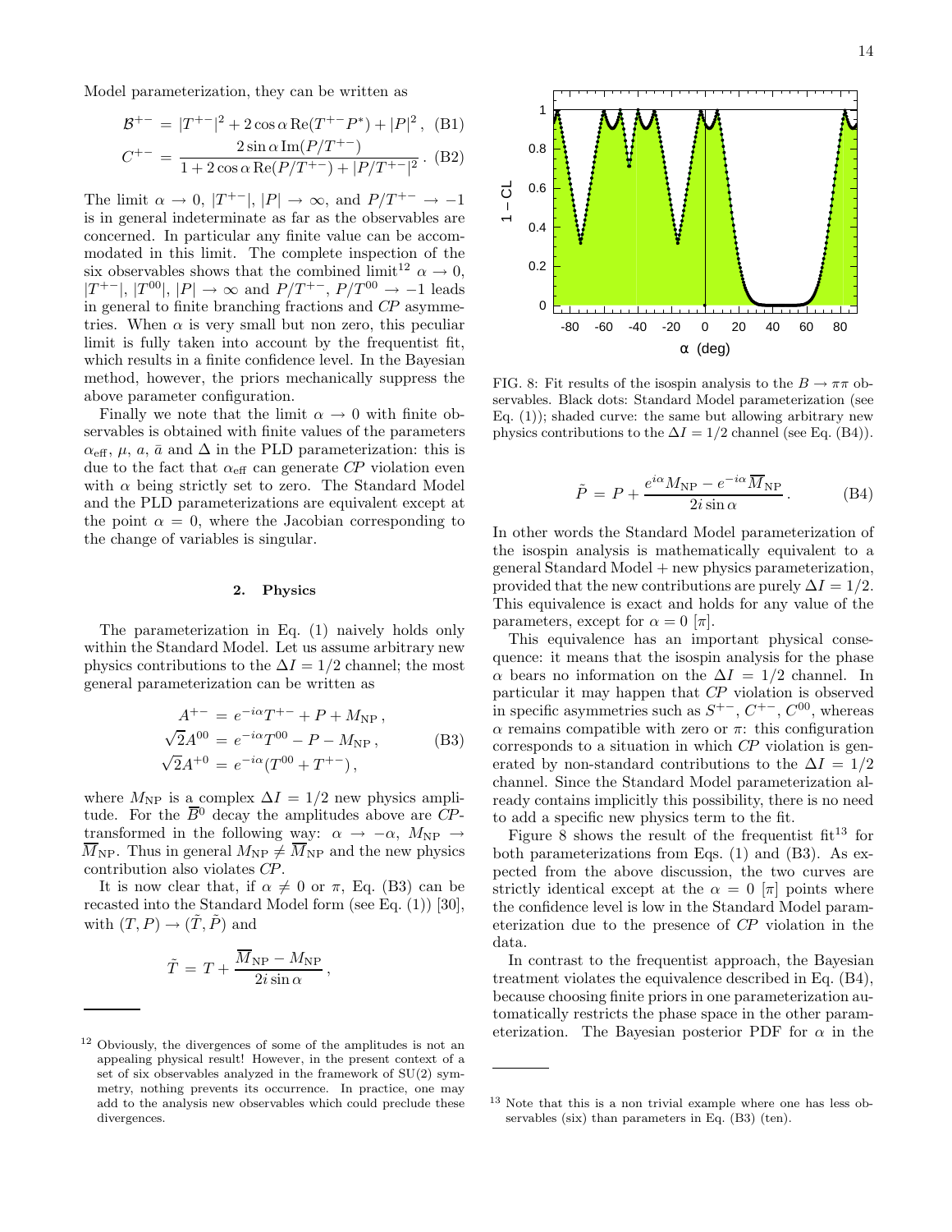Model parameterization, they can be written as

$$\mathcal{B}^{+-} = |T^{+-}|^2 + 2\cos\alpha\,\mathrm{Re}(T^{+-}P^*) + |P|^2\,, \quad \text{(B1)}$$

$$C^{+-} = \frac{2\sin\alpha\,\mathrm{Im}(P/T^{+-})}{1 + 2\cos\alpha\,\mathrm{Re}(P/T^{+-}) + |P/T^{+-}|^2}\,. \quad \text{(B2)}$$

The limit $\alpha \to 0$, $|T^{+-}|$, $|P| \to \infty$, and $P/T^{+-} \to -1$ is in general indeterminate as far as the observables are concerned. In particular any finite value can be accommodated in this limit. The complete inspection of the six observables shows that the combined limit[12] $\alpha \to 0$, $|T^{+-}|$, $|T^{00}|$, $|P| \to \infty$ and $P/T^{+-}$, $P/T^{00} \to -1$ leads in general to finite branching fractions and $CP$ asymmetries. When $\alpha$ is very small but non zero, this peculiar limit is fully taken into account by the frequentist fit, which results in a finite confidence level. In the Bayesian method, however, the priors mechanically suppress the above parameter configuration.

Finally we note that the limit $\alpha \to 0$ with finite observables is obtained with finite values of the parameters $\alpha_{\rm eff}$, $\mu$, $a$, $\bar{a}$ and $\Delta$ in the PLD parameterization: this is due to the fact that $\alpha_{\rm eff}$ can generate $CP$ violation even with $\alpha$ being strictly set to zero. The Standard Model and the PLD parameterizations are equivalent except at the point $\alpha = 0$, where the Jacobian corresponding to the change of variables is singular.

#### 2. Physics

The parameterization in Eq. (1) naively holds only within the Standard Model. Let us assume arbitrary new physics contributions to the $\Delta I = 1/2$ channel; the most general parameterization can be written as

$$\begin{aligned} A^{+-} &= e^{-i\alpha}T^{+-} + P + M_{\rm NP}\,, \\ \sqrt{2}A^{00} &= e^{-i\alpha}T^{00} - P - M_{\rm NP}\,, \\ \sqrt{2}A^{+0} &= e^{-i\alpha}(T^{00} + T^{+-})\,, \end{aligned} \quad \text{(B3)}$$

where $M_{\rm NP}$ is a complex $\Delta I = 1/2$ new physics amplitude. For the $\overline{B}^0$ decay the amplitudes above are $CP$-transformed in the following way: $\alpha \to -\alpha$, $M_{\rm NP} \to \overline{M}_{\rm NP}$. Thus in general $M_{\rm NP} \neq \overline{M}_{\rm NP}$ and the new physics contribution also violates $CP$.

It is now clear that, if $\alpha \neq 0$ or $\pi$, Eq. (B3) can be recasted into the Standard Model form (see Eq. (1)) [30], with $(T,P) \to (\tilde{T},\tilde{P})$ and

$$\tilde{T} = T + \frac{\overline{M}_{\rm NP} - M_{\rm NP}}{2i\sin\alpha}\,,$$

$$\tilde{P} = P + \frac{e^{i\alpha}M_{\rm NP} - e^{-i\alpha}\,\overline{M}_{\rm NP}}{2i\sin\alpha}\,. \quad \text{(B4)}$$

FIG. 8: Fit results of the isospin analysis to the $B \to \pi\pi$ observables. Black dots: Standard Model parameterization (see Eq. (1)); shaded curve: the same but allowing arbitrary new physics contributions to the $\Delta I = 1/2$ channel (see Eq. (B4)).

In other words the Standard Model parameterization of the isospin analysis is mathematically equivalent to a general Standard Model + new physics parameterization, provided that the new contributions are purely $\Delta I = 1/2$. This equivalence is exact and holds for any value of the parameters, except for $\alpha = 0$ $[\pi]$.

This equivalence has an important physical consequence: it means that the isospin analysis for the phase $\alpha$ bears no information on the $\Delta I = 1/2$ channel. In particular it may happen that $CP$ violation is observed in specific asymmetries such as $S^{+-}$, $C^{+-}$, $C^{00}$, whereas $\alpha$ remains compatible with zero or $\pi$: this configuration corresponds to a situation in which $CP$ violation is generated by non-standard contributions to the $\Delta I = 1/2$ channel. Since the Standard Model parameterization already contains implicitly this possibility, there is no need to add a specific new physics term to the fit.

Figure 8 shows the result of the frequentist fit[13] for both parameterizations from Eqs. (1) and (B3). As expected from the above discussion, the two curves are strictly identical except at the $\alpha = 0$ $[\pi]$ points where the confidence level is low in the Standard Model parameterization due to the presence of $CP$ violation in the data.

In contrast to the frequentist approach, the Bayesian treatment violates the equivalence described in Eq. (B4), because choosing finite priors in one parameterization automatically restricts the phase space in the other parameterization. The Bayesian posterior PDF for $\alpha$ in the

---

[12] Obviously, the divergences of some of the amplitudes is not an appealing physical result! However, in the present context of a set of six observables analyzed in the framework of SU(2) symmetry, nothing prevents its occurrence. In practice, one may add to the analysis new observables which could preclude these divergences.

[13] Note that this is a non trivial example where one has less observables (six) than parameters in Eq. (B3) (ten).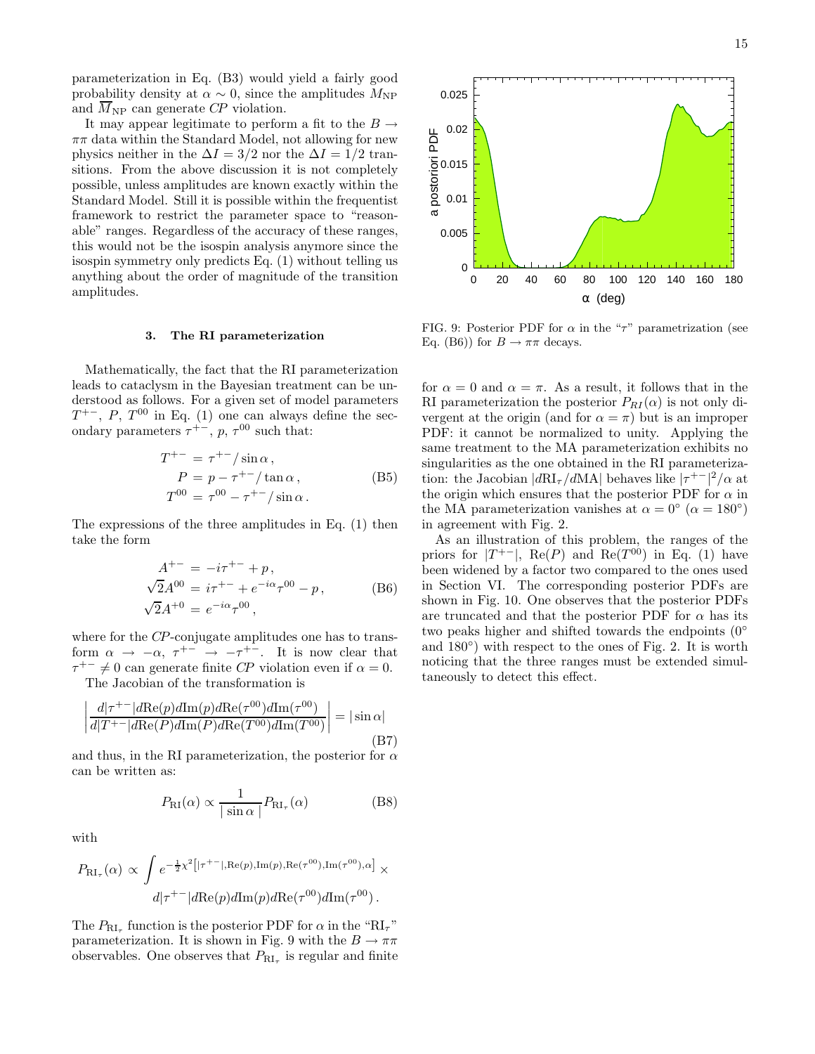parameterization in Eq. (B3) would yield a fairly good probability density at $\alpha \sim 0$, since the amplitudes $M_{\rm NP}$ and $\overline{M}_{\rm NP}$ can generate *CP* violation.

It may appear legitimate to perform a fit to the $B \to \pi\pi$ data within the Standard Model, not allowing for new physics neither in the $\Delta I = 3/2$ nor the $\Delta I = 1/2$ transitions. From the above discussion it is not completely possible, unless amplitudes are known exactly within the Standard Model. Still it is possible within the frequentist framework to restrict the parameter space to "reasonable" ranges. Regardless of the accuracy of these ranges, this would not be the isospin analysis anymore since the isospin symmetry only predicts Eq. (1) without telling us anything about the order of magnitude of the transition amplitudes.

### 3. The RI parameterization

Mathematically, the fact that the RI parameterization leads to cataclysm in the Bayesian treatment can be understood as follows. For a given set of model parameters $T^{+-}$, $P$, $T^{00}$ in Eq. (1) one can always define the secondary parameters $\tau^{+-}$, $p$, $\tau^{00}$ such that:

$$
\begin{aligned}
T^{+-} &= \tau^{+-}/\sin\alpha\,, \\
P &= p - \tau^{+-}/\tan\alpha\,, \\
T^{00} &= \tau^{00} - \tau^{+-}/\sin\alpha\,.
\end{aligned}
\qquad \text{(B5)}
$$

The expressions of the three amplitudes in Eq. (1) then take the form

$$
\begin{aligned}
A^{+-} &= -i\tau^{+-} + p\,, \\
\sqrt{2}A^{00} &= i\tau^{+-} + e^{-i\alpha}\tau^{00} - p\,, \\
\sqrt{2}A^{+0} &= e^{-i\alpha}\tau^{00}\,,
\end{aligned}
\qquad \text{(B6)}
$$

where for the *CP*-conjugate amplitudes one has to transform $\alpha \to -\alpha$, $\tau^{+-} \to -\tau^{+-}$. It is now clear that $\tau^{+-} \neq 0$ can generate finite *CP* violation even if $\alpha = 0$.

The Jacobian of the transformation is

$$
\left|\frac{d|\tau^{+-}|d{\rm Re}(p)d{\rm Im}(p)d{\rm Re}(\tau^{00})d{\rm Im}(\tau^{00})}{d|T^{+-}|d{\rm Re}(P)d{\rm Im}(P)d{\rm Re}(T^{00})d{\rm Im}(T^{00})}\right| = |\sin\alpha| \qquad \text{(B7)}
$$

and thus, in the RI parameterization, the posterior for $\alpha$ can be written as:

$$
P_{\rm RI}(\alpha) \propto \frac{1}{|\sin\alpha|} P_{{\rm RI}_\tau}(\alpha) \qquad \text{(B8)}
$$

with

$$
P_{{\rm RI}_\tau}(\alpha) \propto \int e^{-\frac{1}{2}\chi^2\left[|\tau^{+-}|,{\rm Re}(p),{\rm Im}(p),{\rm Re}(\tau^{00}),{\rm Im}(\tau^{00}),\alpha\right]} \times d|\tau^{+-}|d{\rm Re}(p)d{\rm Im}(p)d{\rm Re}(\tau^{00})d{\rm Im}(\tau^{00})\,.
$$

The $P_{{\rm RI}_\tau}$ function is the posterior PDF for $\alpha$ in the "${\rm RI}_\tau$" parameterization. It is shown in Fig. 9 with the $B \to \pi\pi$ observables. One observes that $P_{{\rm RI}_\tau}$ is regular and finite for $\alpha = 0$ and $\alpha = \pi$. As a result, it follows that in the RI parameterization the posterior $P_{RI}(\alpha)$ is not only divergent at the origin (and for $\alpha = \pi$) but is an improper PDF: it cannot be normalized to unity. Applying the same treatment to the MA parameterization exhibits no singularities as the one obtained in the RI parameterization: the Jacobian $|d{\rm RI}_\tau/d{\rm MA}|$ behaves like $|\tau^{+-}|^2/\alpha$ at the origin which ensures that the posterior PDF for $\alpha$ in the MA parameterization vanishes at $\alpha = 0^\circ$ ($\alpha = 180^\circ$) in agreement with Fig. 2.

FIG. 9: Posterior PDF for $\alpha$ in the "$\tau$" parametrization (see Eq. (B6)) for $B \to \pi\pi$ decays.

As an illustration of this problem, the ranges of the priors for $|T^{+-}|$, ${\rm Re}(P)$ and ${\rm Re}(T^{00})$ in Eq. (1) have been widened by a factor two compared to the ones used in Section VI. The corresponding posterior PDFs are shown in Fig. 10. One observes that the posterior PDFs are truncated and that the posterior PDF for $\alpha$ has its two peaks higher and shifted towards the endpoints ($0^\circ$ and $180^\circ$) with respect to the ones of Fig. 2. It is worth noticing that the three ranges must be extended simultaneously to detect this effect.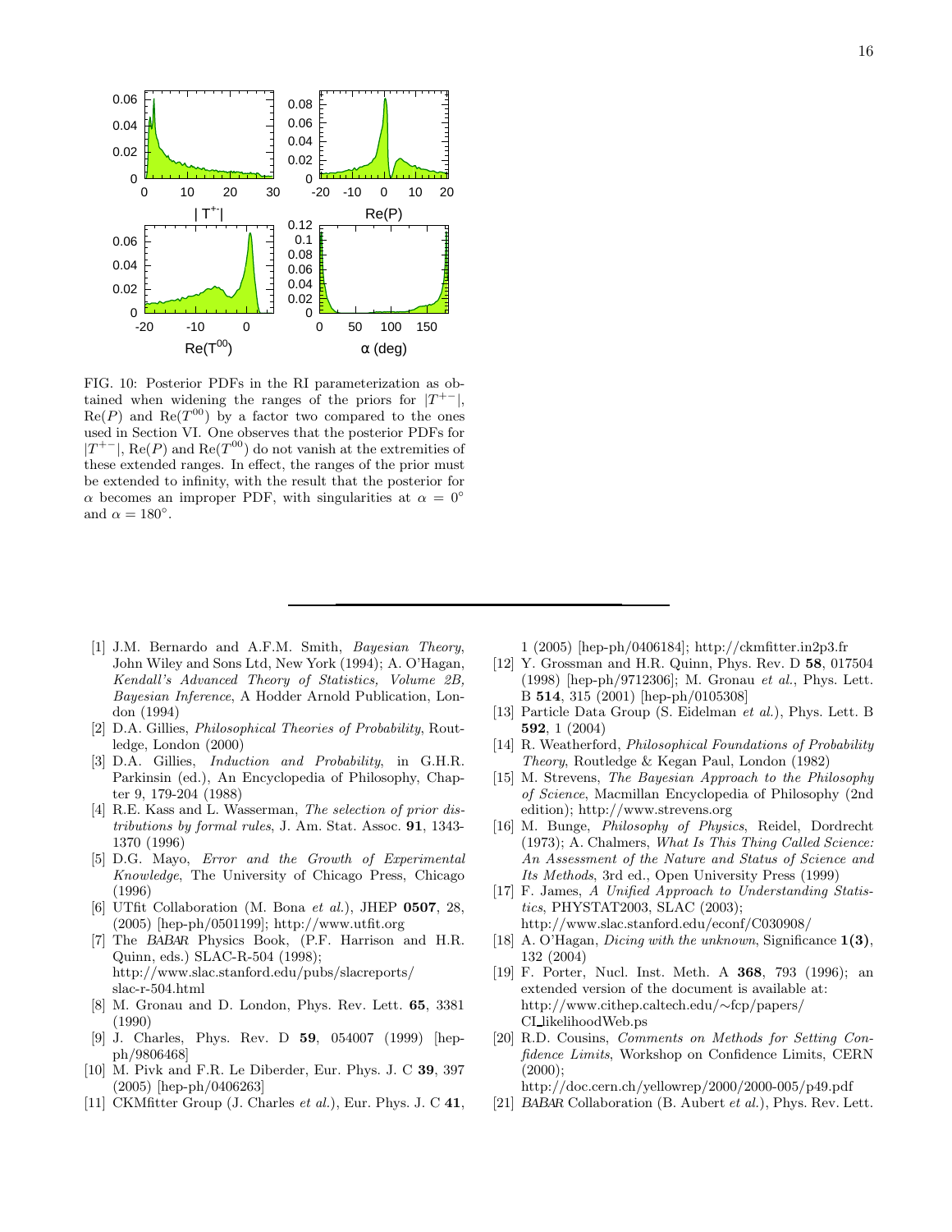FIG. 10: Posterior PDFs in the RI parameterization as obtained when widening the ranges of the priors for $|T^{+-}|$, $\mathrm{Re}(P)$ and $\mathrm{Re}(T^{00})$ by a factor two compared to the ones used in Section VI. One observes that the posterior PDFs for $|T^{+-}|$, $\mathrm{Re}(P)$ and $\mathrm{Re}(T^{00})$ do not vanish at the extremities of these extended ranges. In effect, the ranges of the prior must be extended to infinity, with the result that the posterior for $\alpha$ becomes an improper PDF, with singularities at $\alpha = 0^{\circ}$ and $\alpha = 180^{\circ}$.

---

[1] J.M. Bernardo and A.F.M. Smith, *Bayesian Theory*, John Wiley and Sons Ltd, New York (1994); A. O'Hagan, *Kendall's Advanced Theory of Statistics, Volume 2B, Bayesian Inference*, A Hodder Arnold Publication, London (1994)

[2] D.A. Gillies, *Philosophical Theories of Probability*, Routledge, London (2000)

[3] D.A. Gillies, *Induction and Probability*, in G.H.R. Parkinsin (ed.), An Encyclopedia of Philosophy, Chapter 9, 179-204 (1988)

[4] R.E. Kass and L. Wasserman, *The selection of prior distributions by formal rules*, J. Am. Stat. Assoc. **91**, 1343-1370 (1996)

[5] D.G. Mayo, *Error and the Growth of Experimental Knowledge*, The University of Chicago Press, Chicago (1996)

[6] UTfit Collaboration (M. Bona *et al.*), JHEP **0507**, 28, (2005) [hep-ph/0501199]; http://www.utfit.org

[7] The *BABAR* Physics Book, (P.F. Harrison and H.R. Quinn, eds.) SLAC-R-504 (1998); http://www.slac.stanford.edu/pubs/slacreports/slac-r-504.html

[8] M. Gronau and D. London, Phys. Rev. Lett. **65**, 3381 (1990)

[9] J. Charles, Phys. Rev. D **59**, 054007 (1999) [hep-ph/9806468]

[10] M. Pivk and F.R. Le Diberder, Eur. Phys. J. C **39**, 397 (2005) [hep-ph/0406263]

[11] CKMfitter Group (J. Charles *et al.*), Eur. Phys. J. C **41**, 1 (2005) [hep-ph/0406184]; http://ckmfitter.in2p3.fr

[12] Y. Grossman and H.R. Quinn, Phys. Rev. D **58**, 017504 (1998) [hep-ph/9712306]; M. Gronau *et al.*, Phys. Lett. B **514**, 315 (2001) [hep-ph/0105308]

[13] Particle Data Group (S. Eidelman *et al.*), Phys. Lett. B **592**, 1 (2004)

[14] R. Weatherford, *Philosophical Foundations of Probability Theory*, Routledge & Kegan Paul, London (1982)

[15] M. Strevens, *The Bayesian Approach to the Philosophy of Science*, Macmillan Encyclopedia of Philosophy (2nd edition); http://www.strevens.org

[16] M. Bunge, *Philosophy of Physics*, Reidel, Dordrecht (1973); A. Chalmers, *What Is This Thing Called Science: An Assessment of the Nature and Status of Science and Its Methods*, 3rd ed., Open University Press (1999)

[17] F. James, *A Unified Approach to Understanding Statistics*, PHYSTAT2003, SLAC (2003); http://www.slac.stanford.edu/econf/C030908/

[18] A. O'Hagan, *Dicing with the unknown*, Significance **1(3)**, 132 (2004)

[19] F. Porter, Nucl. Inst. Meth. A **368**, 793 (1996); an extended version of the document is available at: http://www.cithep.caltech.edu/~fcp/papers/CI_likelihoodWeb.ps

[20] R.D. Cousins, *Comments on Methods for Setting Confidence Limits*, Workshop on Confidence Limits, CERN (2000); http://doc.cern.ch/yellowrep/2000/2000-005/p49.pdf

[21] *BABAR* Collaboration (B. Aubert *et al.*), Phys. Rev. Lett.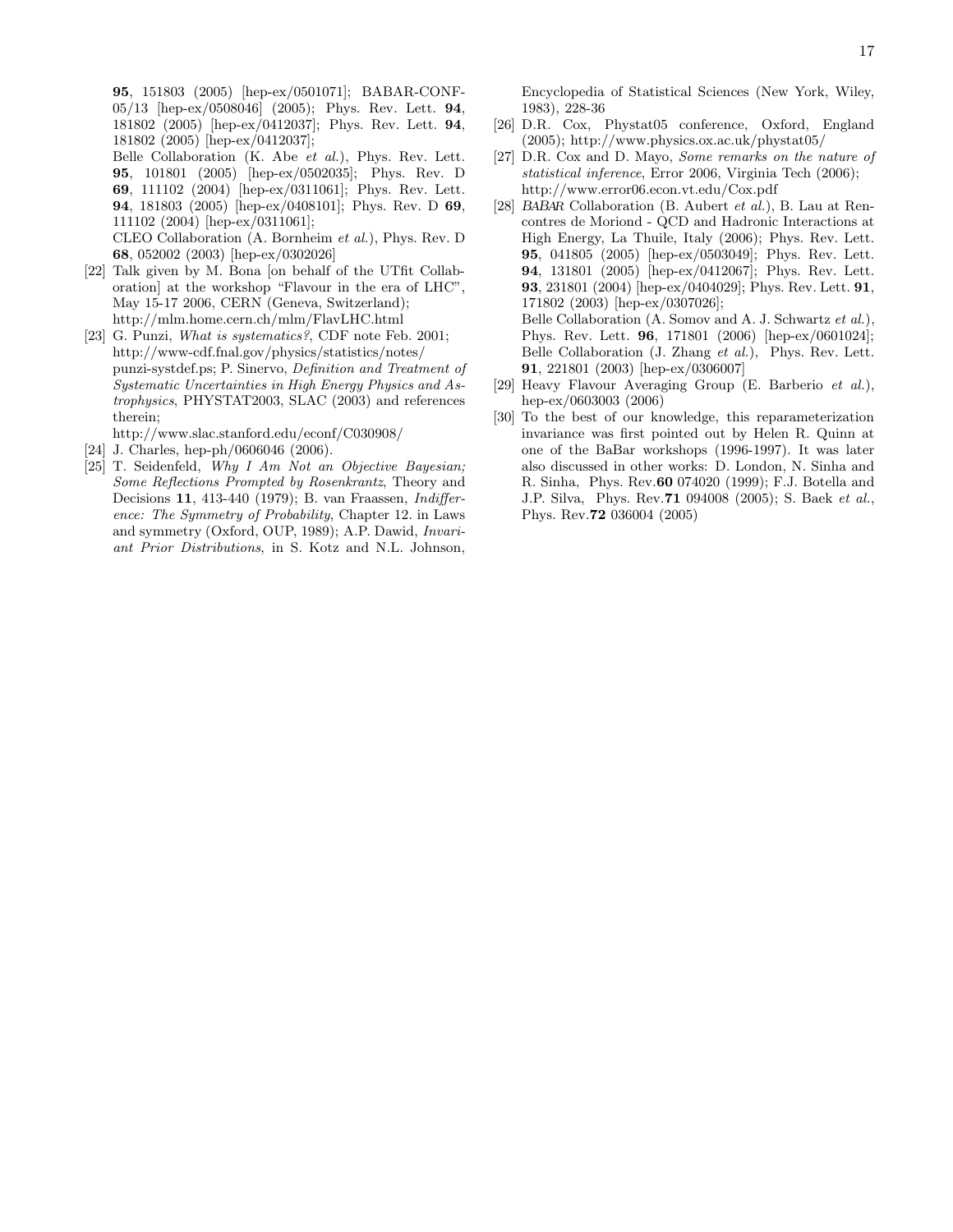**95**, 151803 (2005) [hep-ex/0501071]; BABAR-CONF-05/13 [hep-ex/0508046] (2005); Phys. Rev. Lett. **94**, 181802 (2005) [hep-ex/0412037]; Phys. Rev. Lett. **94**, 181802 (2005) [hep-ex/0412037];
Belle Collaboration (K. Abe *et al.*), Phys. Rev. Lett. **95**, 101801 (2005) [hep-ex/0502035]; Phys. Rev. D **69**, 111102 (2004) [hep-ex/0311061]; Phys. Rev. Lett. **94**, 181803 (2005) [hep-ex/0408101]; Phys. Rev. D **69**, 111102 (2004) [hep-ex/0311061];
CLEO Collaboration (A. Bornheim *et al.*), Phys. Rev. D **68**, 052002 (2003) [hep-ex/0302026]

[22] Talk given by M. Bona [on behalf of the UTfit Collaboration] at the workshop "Flavour in the era of LHC", May 15-17 2006, CERN (Geneva, Switzerland); http://mlm.home.cern.ch/mlm/FlavLHC.html

[23] G. Punzi, *What is systematics?*, CDF note Feb. 2001; http://www-cdf.fnal.gov/physics/statistics/notes/punzi-systdef.ps; P. Sinervo, *Definition and Treatment of Systematic Uncertainties in High Energy Physics and Astrophysics*, PHYSTAT2003, SLAC (2003) and references therein;
http://www.slac.stanford.edu/econf/C030908/

[24] J. Charles, hep-ph/0606046 (2006).

[25] T. Seidenfeld, *Why I Am Not an Objective Bayesian; Some Reflections Prompted by Rosenkrantz*, Theory and Decisions **11**, 413-440 (1979); B. van Fraassen, *Indifference: The Symmetry of Probability*, Chapter 12. in Laws and symmetry (Oxford, OUP, 1989); A.P. Dawid, *Invariant Prior Distributions*, in S. Kotz and N.L. Johnson, Encyclopedia of Statistical Sciences (New York, Wiley, 1983), 228-36

[26] D.R. Cox, Phystat05 conference, Oxford, England (2005); http://www.physics.ox.ac.uk/phystat05/

[27] D.R. Cox and D. Mayo, *Some remarks on the nature of statistical inference*, Error 2006, Virginia Tech (2006); http://www.error06.econ.vt.edu/Cox.pdf

[28] *BABAR* Collaboration (B. Aubert *et al.*), B. Lau at Rencontres de Moriond - QCD and Hadronic Interactions at High Energy, La Thuile, Italy (2006); Phys. Rev. Lett. **95**, 041805 (2005) [hep-ex/0503049]; Phys. Rev. Lett. **94**, 131801 (2005) [hep-ex/0412067]; Phys. Rev. Lett. **93**, 231801 (2004) [hep-ex/0404029]; Phys. Rev. Lett. **91**, 171802 (2003) [hep-ex/0307026];
Belle Collaboration (A. Somov and A. J. Schwartz *et al.*), Phys. Rev. Lett. **96**, 171801 (2006) [hep-ex/0601024]; Belle Collaboration (J. Zhang *et al.*), Phys. Rev. Lett. **91**, 221801 (2003) [hep-ex/0306007]

[29] Heavy Flavour Averaging Group (E. Barberio *et al.*), hep-ex/0603003 (2006)

[30] To the best of our knowledge, this reparameterization invariance was first pointed out by Helen R. Quinn at one of the BaBar workshops (1996-1997). It was later also discussed in other works: D. London, N. Sinha and R. Sinha, Phys. Rev.**60** 074020 (1999); F.J. Botella and J.P. Silva, Phys. Rev.**71** 094008 (2005); S. Baek *et al.*, Phys. Rev.**72** 036004 (2005)